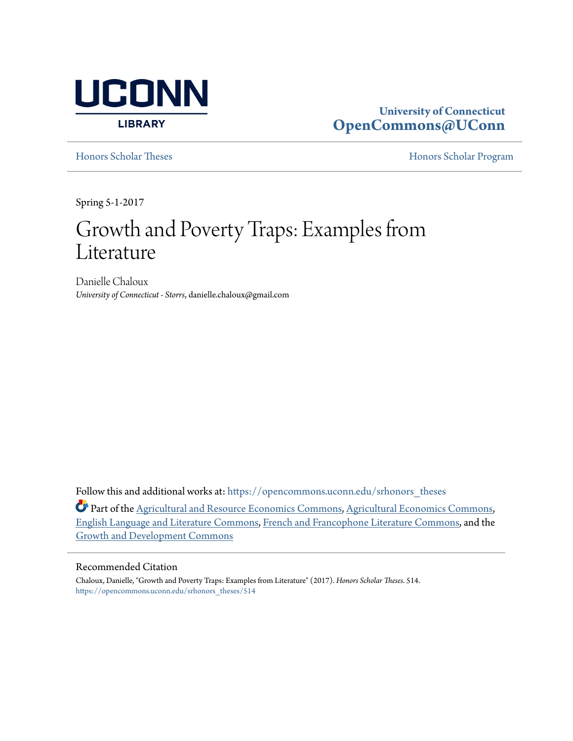UCONN LIBRARY

University of Connecticut
**OpenCommons@UConn**

Honors Scholar Theses | Honors Scholar Program

Spring 5-1-2017

# Growth and Poverty Traps: Examples from Literature

Danielle Chaloux
*University of Connecticut - Storrs*, danielle.chaloux@gmail.com

Follow this and additional works at: https://opencommons.uconn.edu/srhonors_theses

Part of the Agricultural and Resource Economics Commons, Agricultural Economics Commons, English Language and Literature Commons, French and Francophone Literature Commons, and the Growth and Development Commons

## Recommended Citation

Chaloux, Danielle, "Growth and Poverty Traps: Examples from Literature" (2017). *Honors Scholar Theses*. 514.
https://opencommons.uconn.edu/srhonors_theses/514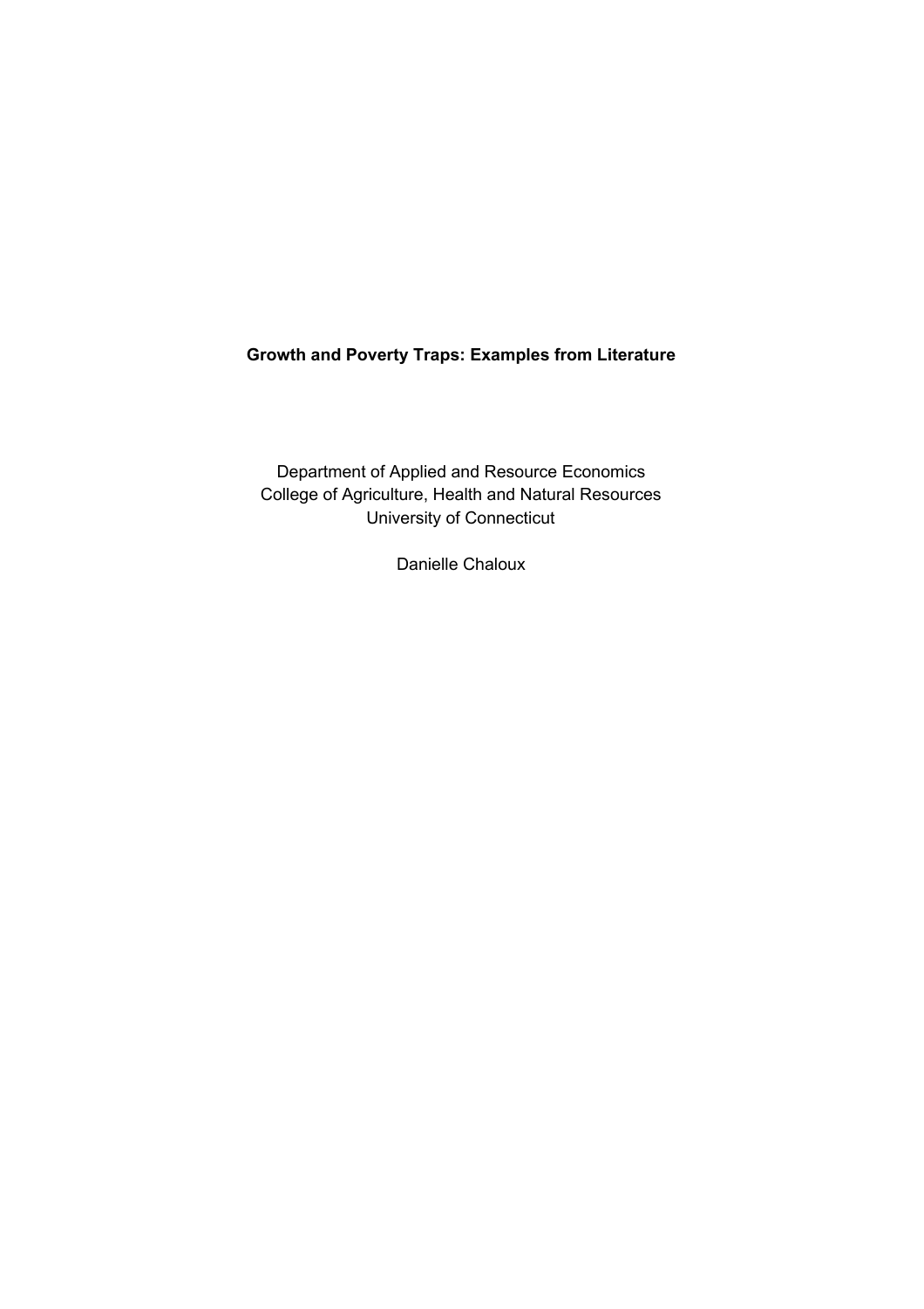**Growth and Poverty Traps: Examples from Literature**

Department of Applied and Resource Economics
College of Agriculture, Health and Natural Resources
University of Connecticut

Danielle Chaloux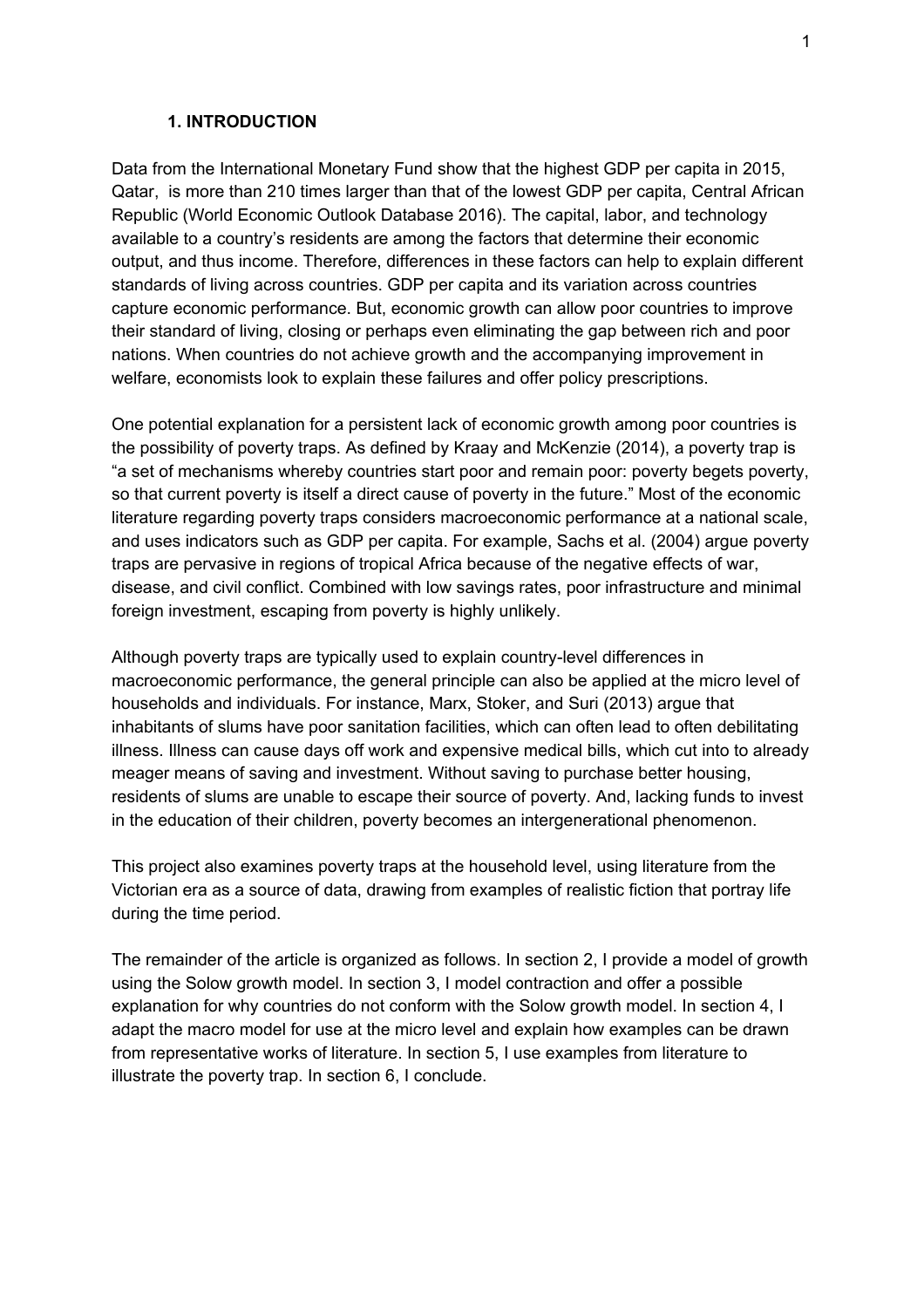## 1. INTRODUCTION

Data from the International Monetary Fund show that the highest GDP per capita in 2015, Qatar, is more than 210 times larger than that of the lowest GDP per capita, Central African Republic (World Economic Outlook Database 2016). The capital, labor, and technology available to a country's residents are among the factors that determine their economic output, and thus income. Therefore, differences in these factors can help to explain different standards of living across countries. GDP per capita and its variation across countries capture economic performance. But, economic growth can allow poor countries to improve their standard of living, closing or perhaps even eliminating the gap between rich and poor nations. When countries do not achieve growth and the accompanying improvement in welfare, economists look to explain these failures and offer policy prescriptions.

One potential explanation for a persistent lack of economic growth among poor countries is the possibility of poverty traps. As defined by Kraay and McKenzie (2014), a poverty trap is "a set of mechanisms whereby countries start poor and remain poor: poverty begets poverty, so that current poverty is itself a direct cause of poverty in the future." Most of the economic literature regarding poverty traps considers macroeconomic performance at a national scale, and uses indicators such as GDP per capita. For example, Sachs et al. (2004) argue poverty traps are pervasive in regions of tropical Africa because of the negative effects of war, disease, and civil conflict. Combined with low savings rates, poor infrastructure and minimal foreign investment, escaping from poverty is highly unlikely.

Although poverty traps are typically used to explain country-level differences in macroeconomic performance, the general principle can also be applied at the micro level of households and individuals. For instance, Marx, Stoker, and Suri (2013) argue that inhabitants of slums have poor sanitation facilities, which can often lead to often debilitating illness. Illness can cause days off work and expensive medical bills, which cut into to already meager means of saving and investment. Without saving to purchase better housing, residents of slums are unable to escape their source of poverty. And, lacking funds to invest in the education of their children, poverty becomes an intergenerational phenomenon.

This project also examines poverty traps at the household level, using literature from the Victorian era as a source of data, drawing from examples of realistic fiction that portray life during the time period.

The remainder of the article is organized as follows. In section 2, I provide a model of growth using the Solow growth model. In section 3, I model contraction and offer a possible explanation for why countries do not conform with the Solow growth model. In section 4, I adapt the macro model for use at the micro level and explain how examples can be drawn from representative works of literature. In section 5, I use examples from literature to illustrate the poverty trap. In section 6, I conclude.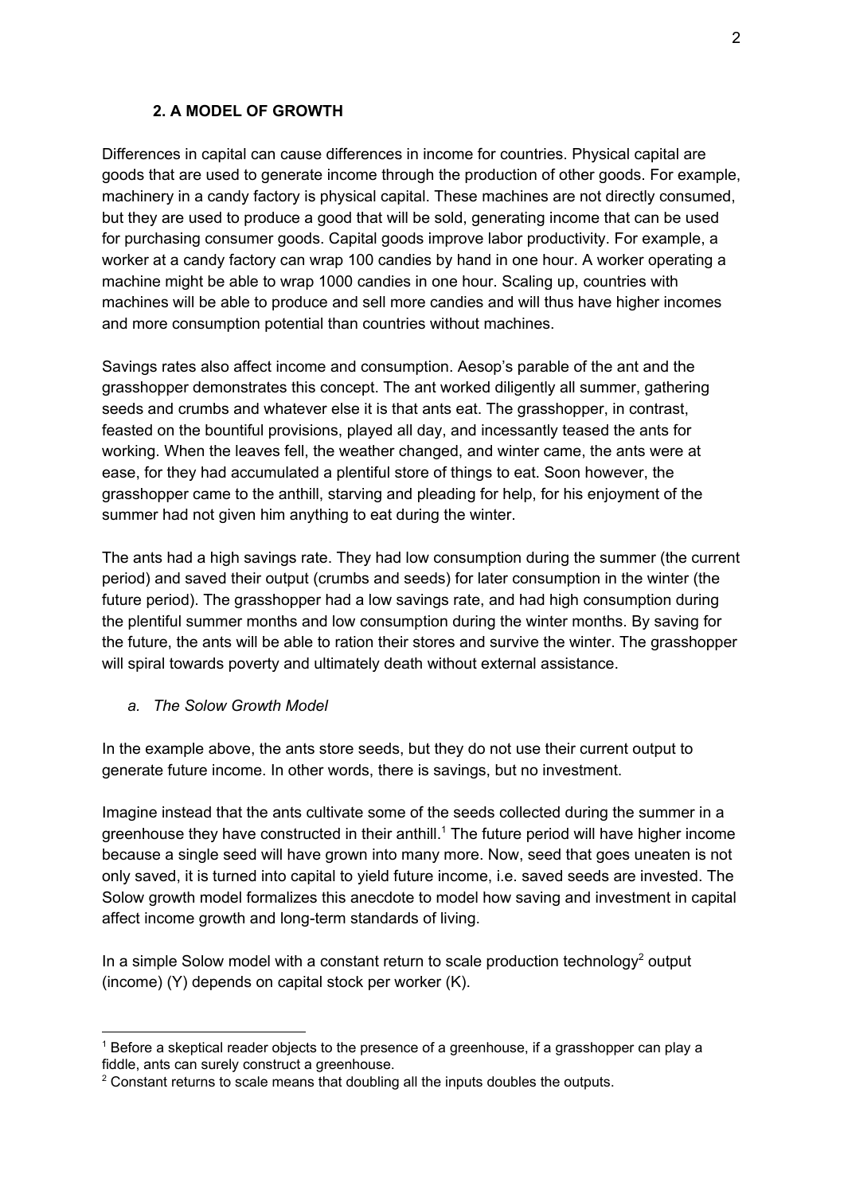## 2. A MODEL OF GROWTH

Differences in capital can cause differences in income for countries. Physical capital are goods that are used to generate income through the production of other goods. For example, machinery in a candy factory is physical capital. These machines are not directly consumed, but they are used to produce a good that will be sold, generating income that can be used for purchasing consumer goods. Capital goods improve labor productivity. For example, a worker at a candy factory can wrap 100 candies by hand in one hour. A worker operating a machine might be able to wrap 1000 candies in one hour. Scaling up, countries with machines will be able to produce and sell more candies and will thus have higher incomes and more consumption potential than countries without machines.

Savings rates also affect income and consumption. Aesop's parable of the ant and the grasshopper demonstrates this concept. The ant worked diligently all summer, gathering seeds and crumbs and whatever else it is that ants eat. The grasshopper, in contrast, feasted on the bountiful provisions, played all day, and incessantly teased the ants for working. When the leaves fell, the weather changed, and winter came, the ants were at ease, for they had accumulated a plentiful store of things to eat. Soon however, the grasshopper came to the anthill, starving and pleading for help, for his enjoyment of the summer had not given him anything to eat during the winter.

The ants had a high savings rate. They had low consumption during the summer (the current period) and saved their output (crumbs and seeds) for later consumption in the winter (the future period). The grasshopper had a low savings rate, and had high consumption during the plentiful summer months and low consumption during the winter months. By saving for the future, the ants will be able to ration their stores and survive the winter. The grasshopper will spiral towards poverty and ultimately death without external assistance.

### *a. The Solow Growth Model*

In the example above, the ants store seeds, but they do not use their current output to generate future income. In other words, there is savings, but no investment.

Imagine instead that the ants cultivate some of the seeds collected during the summer in a greenhouse they have constructed in their anthill.[1] The future period will have higher income because a single seed will have grown into many more. Now, seed that goes uneaten is not only saved, it is turned into capital to yield future income, i.e. saved seeds are invested. The Solow growth model formalizes this anecdote to model how saving and investment in capital affect income growth and long-term standards of living.

In a simple Solow model with a constant return to scale production technology[2] output (income) (Y) depends on capital stock per worker (K).

---

[1] Before a skeptical reader objects to the presence of a greenhouse, if a grasshopper can play a fiddle, ants can surely construct a greenhouse.

[2] Constant returns to scale means that doubling all the inputs doubles the outputs.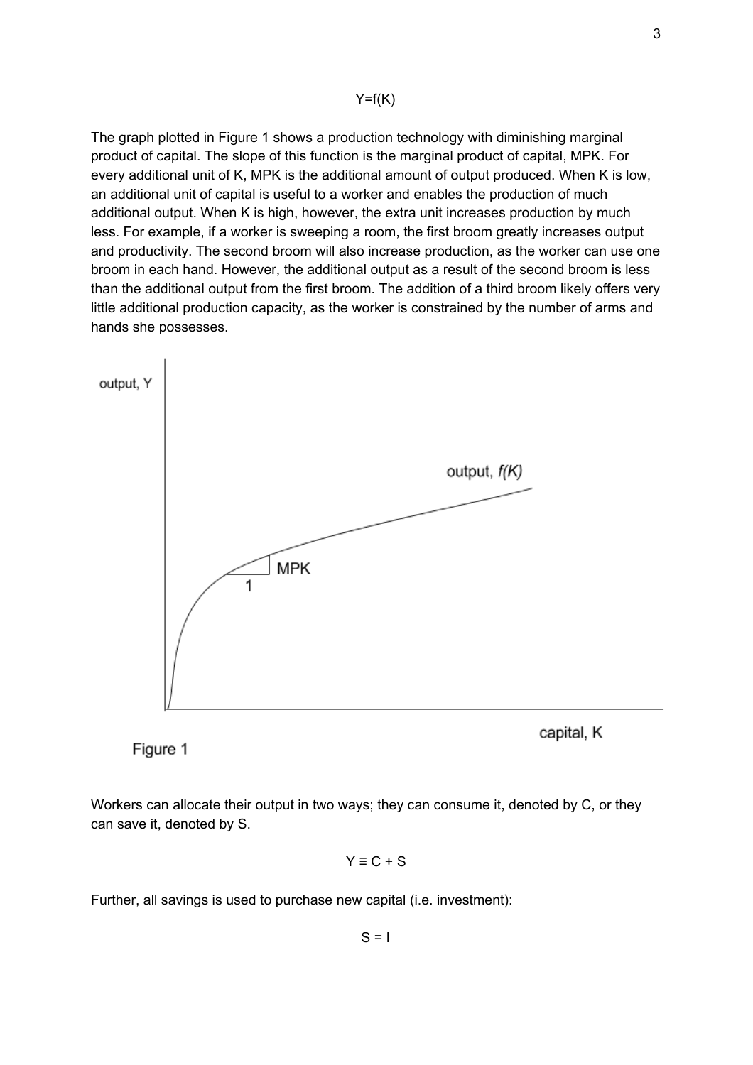$$Y=f(K)$$

The graph plotted in Figure 1 shows a production technology with diminishing marginal product of capital. The slope of this function is the marginal product of capital, MPK. For every additional unit of K, MPK is the additional amount of output produced. When K is low, an additional unit of capital is useful to a worker and enables the production of much additional output. When K is high, however, the extra unit increases production by much less. For example, if a worker is sweeping a room, the first broom greatly increases output and productivity. The second broom will also increase production, as the worker can use one broom in each hand. However, the additional output as a result of the second broom is less than the additional output from the first broom. The addition of a third broom likely offers very little additional production capacity, as the worker is constrained by the number of arms and hands she possesses.

Figure 1

Workers can allocate their output in two ways; they can consume it, denoted by C, or they can save it, denoted by S.

$$Y \equiv C + S$$

Further, all savings is used to purchase new capital (i.e. investment):

$$S = I$$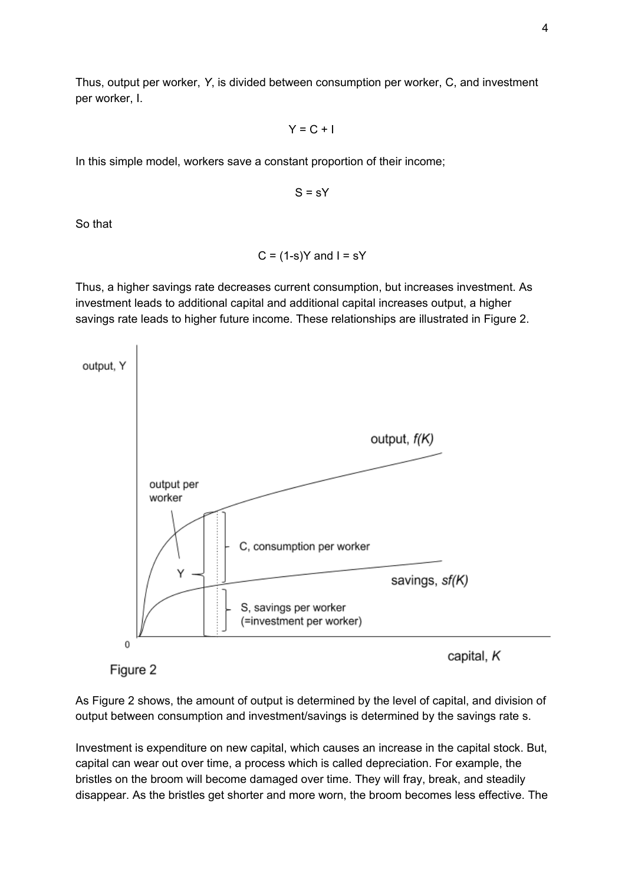Thus, output per worker, $Y$, is divided between consumption per worker, C, and investment per worker, I.

$$Y = C + I$$

In this simple model, workers save a constant proportion of their income;

$$S = sY$$

So that

$$C = (1-s)Y \text{ and } I = sY$$

Thus, a higher savings rate decreases current consumption, but increases investment. As investment leads to additional capital and additional capital increases output, a higher savings rate leads to higher future income. These relationships are illustrated in Figure 2.

Figure 2

As Figure 2 shows, the amount of output is determined by the level of capital, and division of output between consumption and investment/savings is determined by the savings rate s.

Investment is expenditure on new capital, which causes an increase in the capital stock. But, capital can wear out over time, a process which is called depreciation. For example, the bristles on the broom will become damaged over time. They will fray, break, and steadily disappear. As the bristles get shorter and more worn, the broom becomes less effective. The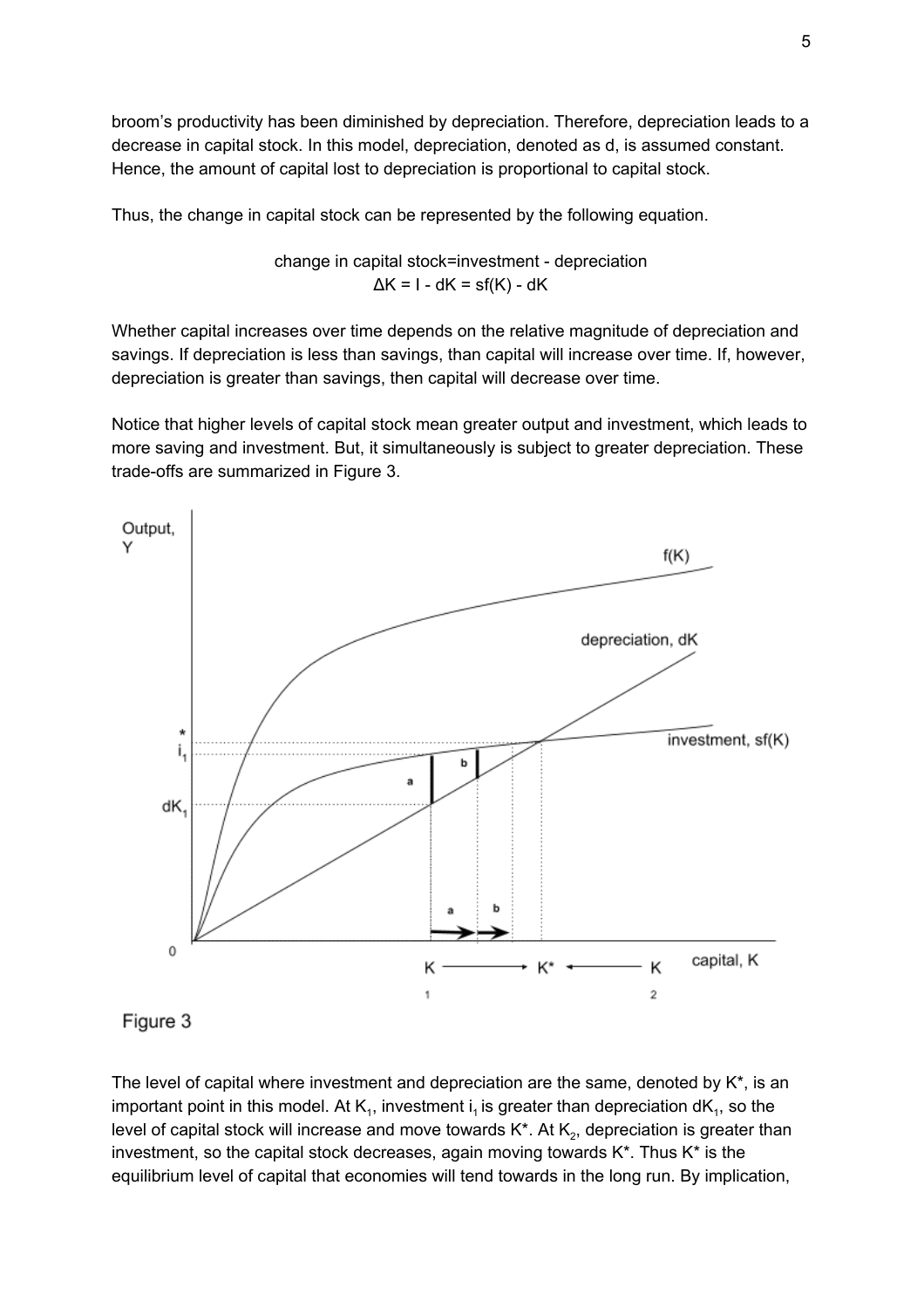broom's productivity has been diminished by depreciation. Therefore, depreciation leads to a decrease in capital stock. In this model, depreciation, denoted as d, is assumed constant. Hence, the amount of capital lost to depreciation is proportional to capital stock.

Thus, the change in capital stock can be represented by the following equation.

$$\text{change in capital stock} = \text{investment} - \text{depreciation}$$
$$\Delta K = I - dK = sf(K) - dK$$

Whether capital increases over time depends on the relative magnitude of depreciation and savings. If depreciation is less than savings, than capital will increase over time. If, however, depreciation is greater than savings, then capital will decrease over time.

Notice that higher levels of capital stock mean greater output and investment, which leads to more saving and investment. But, it simultaneously is subject to greater depreciation. These trade-offs are summarized in Figure 3.

Figure 3

The level of capital where investment and depreciation are the same, denoted by $K^*$, is an important point in this model. At $K_1$, investment $i_1$ is greater than depreciation $dK_1$, so the level of capital stock will increase and move towards $K^*$. At $K_2$, depreciation is greater than investment, so the capital stock decreases, again moving towards $K^*$. Thus $K^*$ is the equilibrium level of capital that economies will tend towards in the long run. By implication,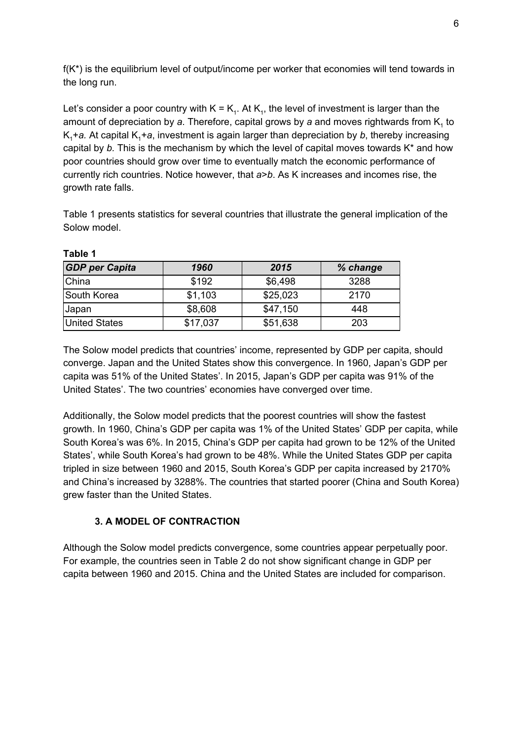$f(K^*)$ is the equilibrium level of output/income per worker that economies will tend towards in the long run.

Let's consider a poor country with $K = K_1$. At $K_1$, the level of investment is larger than the amount of depreciation by *a*. Therefore, capital grows by *a* and moves rightwards from $K_1$ to $K_1+a$. At capital $K_1+a$, investment is again larger than depreciation by *b*, thereby increasing capital by *b.* This is the mechanism by which the level of capital moves towards K* and how poor countries should grow over time to eventually match the economic performance of currently rich countries. Notice however, that *a*>*b*. As K increases and incomes rise, the growth rate falls.

Table 1 presents statistics for several countries that illustrate the general implication of the Solow model.

**Table 1**

| *GDP per Capita* | *1960* | *2015* | *% change* |
|---|---|---|---|
| China | $192 | $6,498 | 3288 |
| South Korea | $1,103 | $25,023 | 2170 |
| Japan | $8,608 | $47,150 | 448 |
| United States | $17,037 | $51,638 | 203 |

The Solow model predicts that countries' income, represented by GDP per capita, should converge. Japan and the United States show this convergence. In 1960, Japan's GDP per capita was 51% of the United States'. In 2015, Japan's GDP per capita was 91% of the United States'. The two countries' economies have converged over time.

Additionally, the Solow model predicts that the poorest countries will show the fastest growth. In 1960, China's GDP per capita was 1% of the United States' GDP per capita, while South Korea's was 6%. In 2015, China's GDP per capita had grown to be 12% of the United States', while South Korea's had grown to be 48%. While the United States GDP per capita tripled in size between 1960 and 2015, South Korea's GDP per capita increased by 2170% and China's increased by 3288%. The countries that started poorer (China and South Korea) grew faster than the United States.

## 3. A MODEL OF CONTRACTION

Although the Solow model predicts convergence, some countries appear perpetually poor. For example, the countries seen in Table 2 do not show significant change in GDP per capita between 1960 and 2015. China and the United States are included for comparison.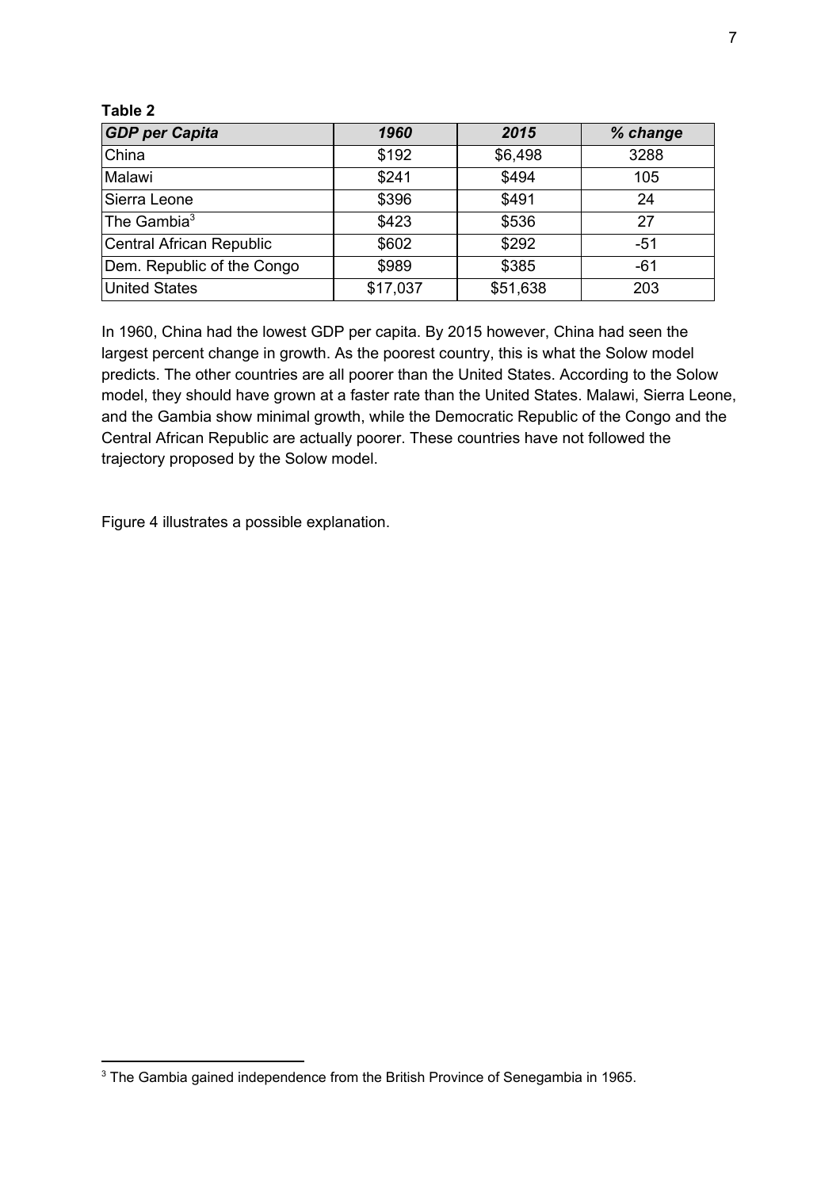**Table 2**

| *GDP per Capita* | *1960* | *2015* | *% change* |
|---|---|---|---|
| China | $192 | $6,498 | 3288 |
| Malawi | $241 | $494 | 105 |
| Sierra Leone | $396 | $491 | 24 |
| The Gambia[3] | $423 | $536 | 27 |
| Central African Republic | $602 | $292 | -51 |
| Dem. Republic of the Congo | $989 | $385 | -61 |
| United States | $17,037 | $51,638 | 203 |

In 1960, China had the lowest GDP per capita. By 2015 however, China had seen the largest percent change in growth. As the poorest country, this is what the Solow model predicts. The other countries are all poorer than the United States. According to the Solow model, they should have grown at a faster rate than the United States. Malawi, Sierra Leone, and the Gambia show minimal growth, while the Democratic Republic of the Congo and the Central African Republic are actually poorer. These countries have not followed the trajectory proposed by the Solow model.

Figure 4 illustrates a possible explanation.

[3] The Gambia gained independence from the British Province of Senegambia in 1965.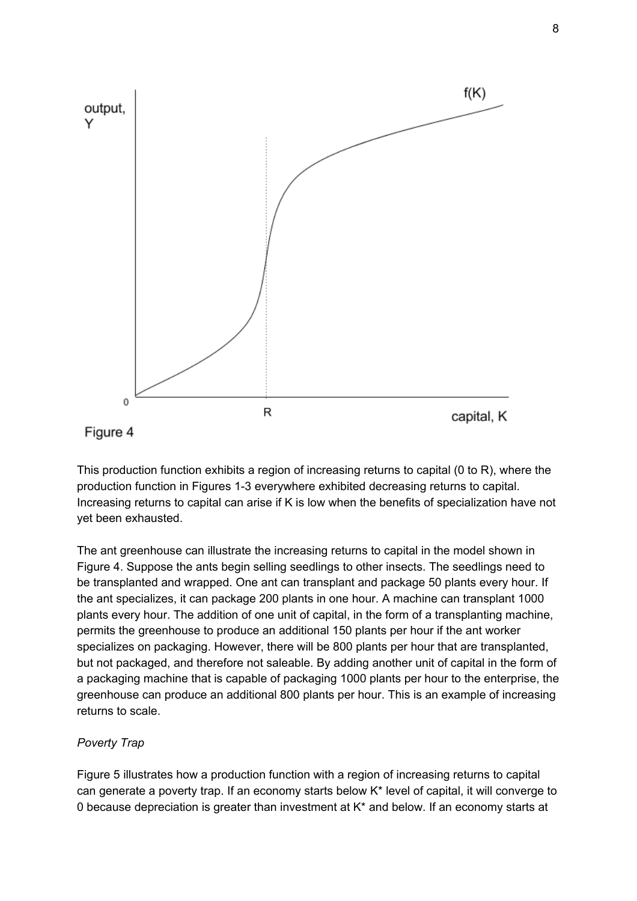Figure 4

This production function exhibits a region of increasing returns to capital (0 to R), where the production function in Figures 1-3 everywhere exhibited decreasing returns to capital. Increasing returns to capital can arise if K is low when the benefits of specialization have not yet been exhausted.

The ant greenhouse can illustrate the increasing returns to capital in the model shown in Figure 4. Suppose the ants begin selling seedlings to other insects. The seedlings need to be transplanted and wrapped. One ant can transplant and package 50 plants every hour. If the ant specializes, it can package 200 plants in one hour. A machine can transplant 1000 plants every hour. The addition of one unit of capital, in the form of a transplanting machine, permits the greenhouse to produce an additional 150 plants per hour if the ant worker specializes on packaging. However, there will be 800 plants per hour that are transplanted, but not packaged, and therefore not saleable. By adding another unit of capital in the form of a packaging machine that is capable of packaging 1000 plants per hour to the enterprise, the greenhouse can produce an additional 800 plants per hour. This is an example of increasing returns to scale.

*Poverty Trap*

Figure 5 illustrates how a production function with a region of increasing returns to capital can generate a poverty trap. If an economy starts below K* level of capital, it will converge to 0 because depreciation is greater than investment at K* and below. If an economy starts at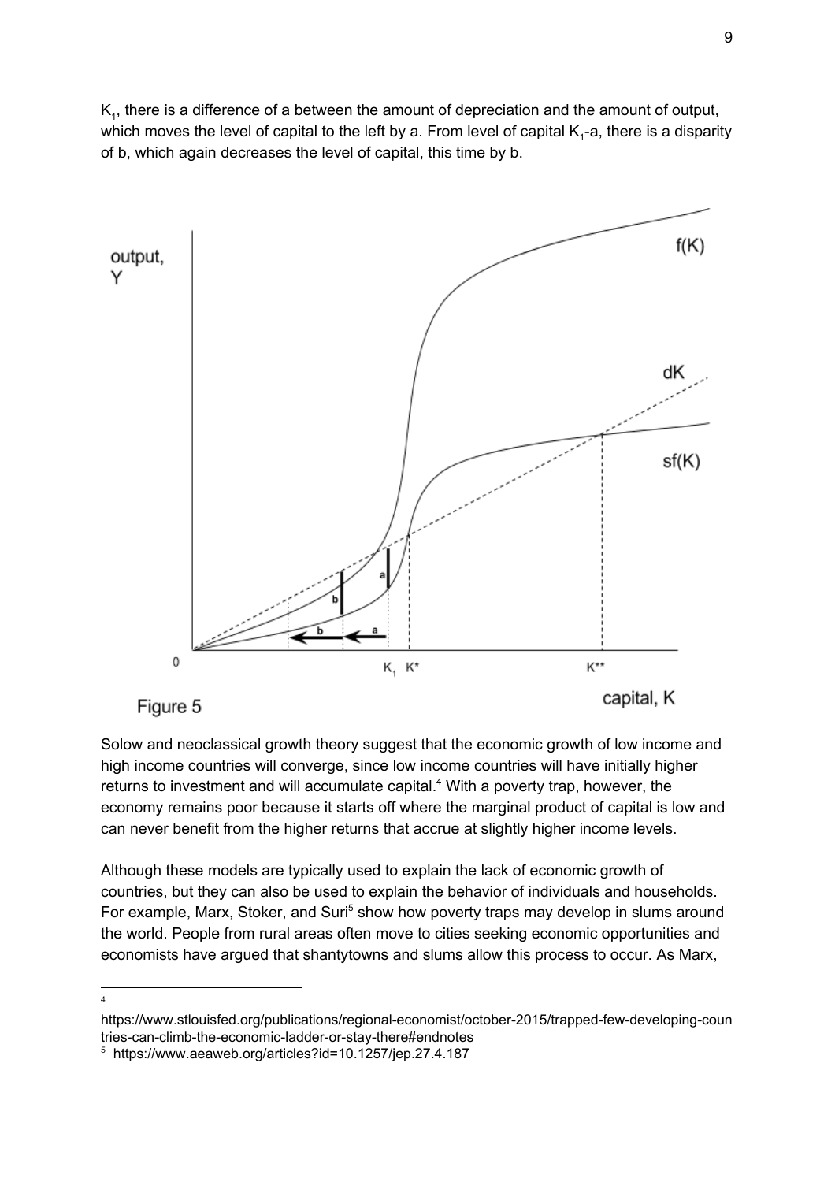$K_1$, there is a difference of a between the amount of depreciation and the amount of output, which moves the level of capital to the left by a. From level of capital $K_1$-a, there is a disparity of b, which again decreases the level of capital, this time by b.

Figure 5

Solow and neoclassical growth theory suggest that the economic growth of low income and high income countries will converge, since low income countries will have initially higher returns to investment and will accumulate capital.[4] With a poverty trap, however, the economy remains poor because it starts off where the marginal product of capital is low and can never benefit from the higher returns that accrue at slightly higher income levels.

Although these models are typically used to explain the lack of economic growth of countries, but they can also be used to explain the behavior of individuals and households. For example, Marx, Stoker, and Suri[5] show how poverty traps may develop in slums around the world. People from rural areas often move to cities seeking economic opportunities and economists have argued that shantytowns and slums allow this process to occur. As Marx,

---

[4] https://www.stlouisfed.org/publications/regional-economist/october-2015/trapped-few-developing-countries-can-climb-the-economic-ladder-or-stay-there#endnotes

[5] https://www.aeaweb.org/articles?id=10.1257/jep.27.4.187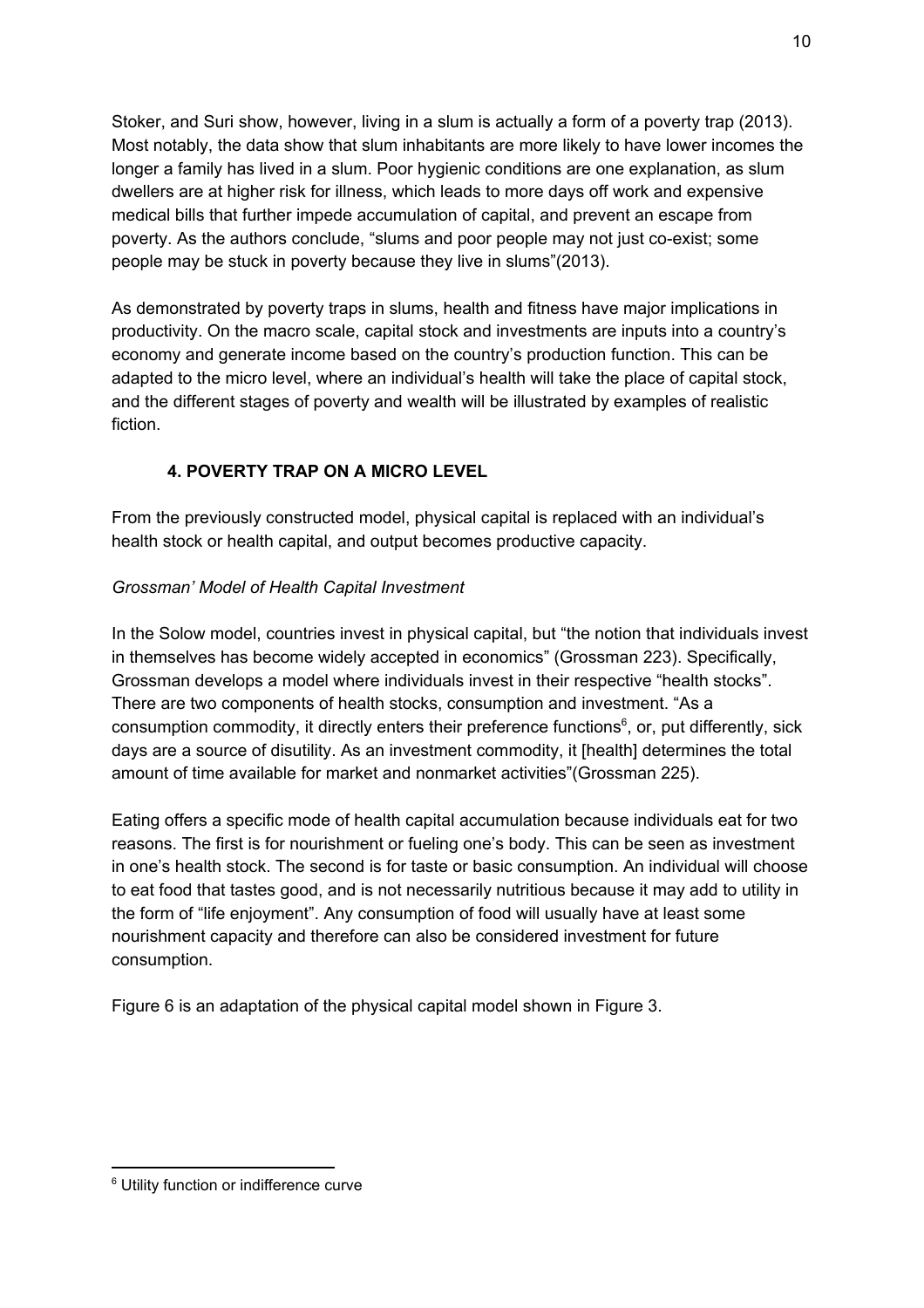Stoker, and Suri show, however, living in a slum is actually a form of a poverty trap (2013). Most notably, the data show that slum inhabitants are more likely to have lower incomes the longer a family has lived in a slum. Poor hygienic conditions are one explanation, as slum dwellers are at higher risk for illness, which leads to more days off work and expensive medical bills that further impede accumulation of capital, and prevent an escape from poverty. As the authors conclude, "slums and poor people may not just co-exist; some people may be stuck in poverty because they live in slums"(2013).

As demonstrated by poverty traps in slums, health and fitness have major implications in productivity. On the macro scale, capital stock and investments are inputs into a country's economy and generate income based on the country's production function. This can be adapted to the micro level, where an individual's health will take the place of capital stock, and the different stages of poverty and wealth will be illustrated by examples of realistic fiction.

## 4. POVERTY TRAP ON A MICRO LEVEL

From the previously constructed model, physical capital is replaced with an individual's health stock or health capital, and output becomes productive capacity.

*Grossman' Model of Health Capital Investment*

In the Solow model, countries invest in physical capital, but "the notion that individuals invest in themselves has become widely accepted in economics" (Grossman 223). Specifically, Grossman develops a model where individuals invest in their respective "health stocks". There are two components of health stocks, consumption and investment. "As a consumption commodity, it directly enters their preference functions[6], or, put differently, sick days are a source of disutility. As an investment commodity, it [health] determines the total amount of time available for market and nonmarket activities"(Grossman 225).

Eating offers a specific mode of health capital accumulation because individuals eat for two reasons. The first is for nourishment or fueling one's body. This can be seen as investment in one's health stock. The second is for taste or basic consumption. An individual will choose to eat food that tastes good, and is not necessarily nutritious because it may add to utility in the form of "life enjoyment". Any consumption of food will usually have at least some nourishment capacity and therefore can also be considered investment for future consumption.

Figure 6 is an adaptation of the physical capital model shown in Figure 3.

[6] Utility function or indifference curve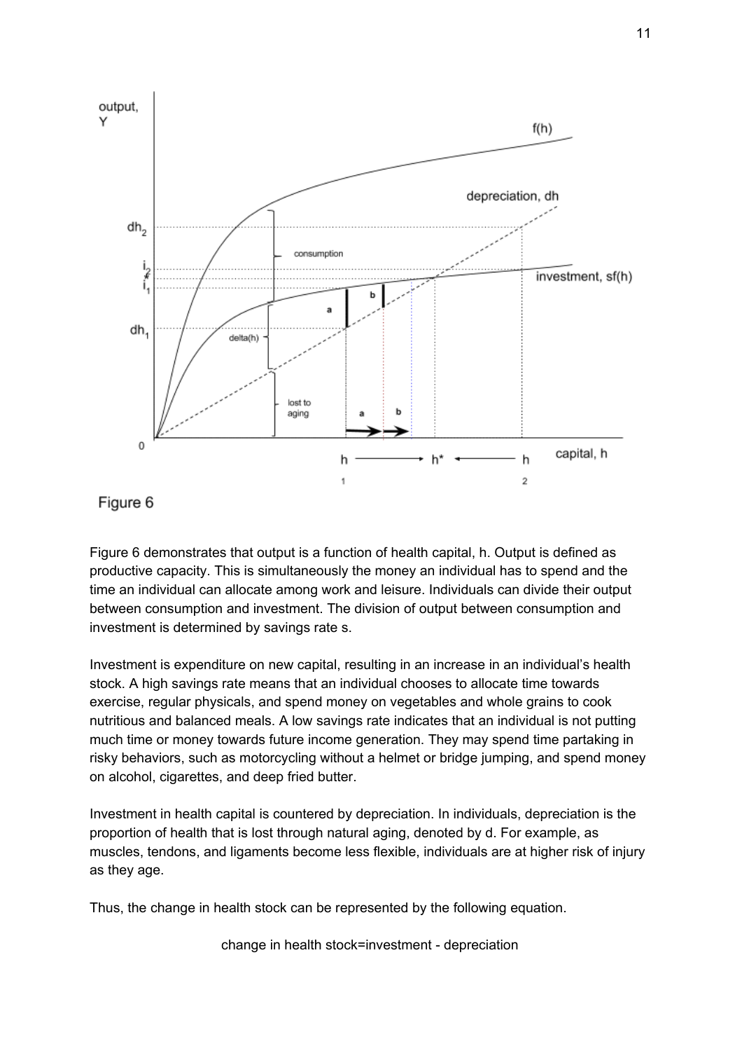Figure 6

Figure 6 demonstrates that output is a function of health capital, h. Output is defined as productive capacity. This is simultaneously the money an individual has to spend and the time an individual can allocate among work and leisure. Individuals can divide their output between consumption and investment. The division of output between consumption and investment is determined by savings rate s.

Investment is expenditure on new capital, resulting in an increase in an individual's health stock. A high savings rate means that an individual chooses to allocate time towards exercise, regular physicals, and spend money on vegetables and whole grains to cook nutritious and balanced meals. A low savings rate indicates that an individual is not putting much time or money towards future income generation. They may spend time partaking in risky behaviors, such as motorcycling without a helmet or bridge jumping, and spend money on alcohol, cigarettes, and deep fried butter.

Investment in health capital is countered by depreciation. In individuals, depreciation is the proportion of health that is lost through natural aging, denoted by d. For example, as muscles, tendons, and ligaments become less flexible, individuals are at higher risk of injury as they age.

Thus, the change in health stock can be represented by the following equation.

$$\text{change in health stock} = \text{investment} - \text{depreciation}$$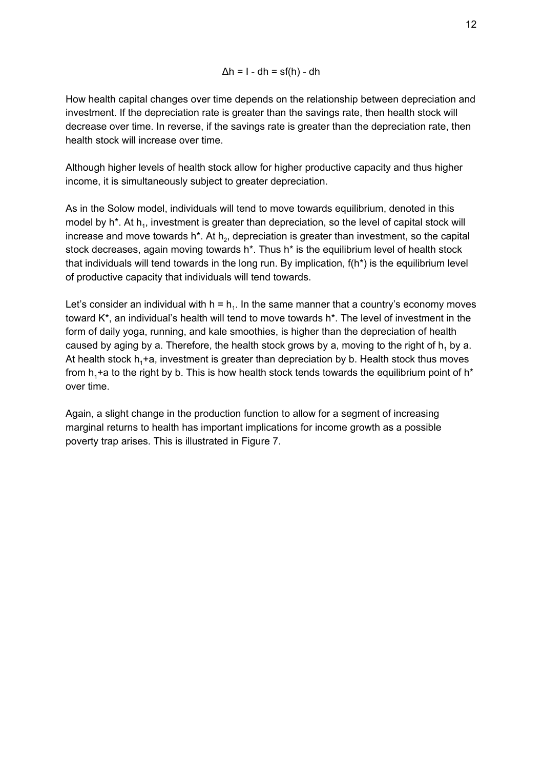$$\Delta h = I - dh = sf(h) - dh$$

How health capital changes over time depends on the relationship between depreciation and investment. If the depreciation rate is greater than the savings rate, then health stock will decrease over time. In reverse, if the savings rate is greater than the depreciation rate, then health stock will increase over time.

Although higher levels of health stock allow for higher productive capacity and thus higher income, it is simultaneously subject to greater depreciation.

As in the Solow model, individuals will tend to move towards equilibrium, denoted in this model by $h^*$. At $h_1$, investment is greater than depreciation, so the level of capital stock will increase and move towards $h^*$. At $h_2$, depreciation is greater than investment, so the capital stock decreases, again moving towards $h^*$. Thus $h^*$ is the equilibrium level of health stock that individuals will tend towards in the long run. By implication, $f(h^*)$ is the equilibrium level of productive capacity that individuals will tend towards.

Let's consider an individual with $h = h_1$. In the same manner that a country's economy moves toward $K^*$, an individual's health will tend to move towards $h^*$. The level of investment in the form of daily yoga, running, and kale smoothies, is higher than the depreciation of health caused by aging by a. Therefore, the health stock grows by a, moving to the right of $h_1$ by a. At health stock $h_1$+a, investment is greater than depreciation by b. Health stock thus moves from $h_1$+a to the right by b. This is how health stock tends towards the equilibrium point of $h^*$ over time.

Again, a slight change in the production function to allow for a segment of increasing marginal returns to health has important implications for income growth as a possible poverty trap arises. This is illustrated in Figure 7.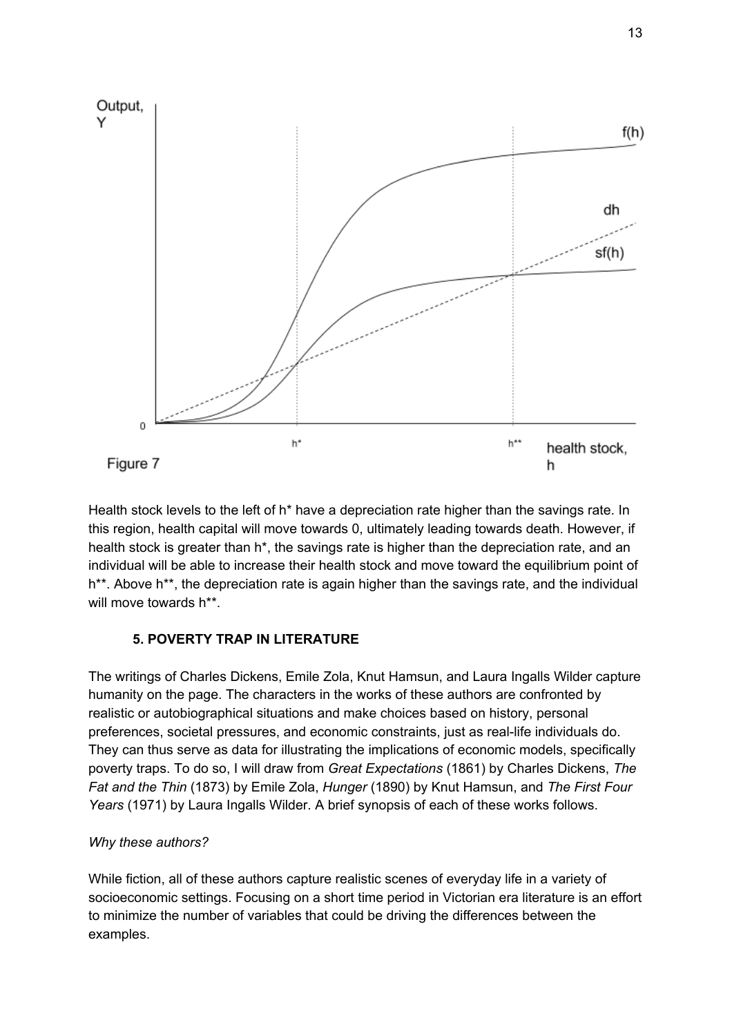Figure 7

Health stock levels to the left of h* have a depreciation rate higher than the savings rate. In this region, health capital will move towards 0, ultimately leading towards death. However, if health stock is greater than h*, the savings rate is higher than the depreciation rate, and an individual will be able to increase their health stock and move toward the equilibrium point of h**. Above h**, the depreciation rate is again higher than the savings rate, and the individual will move towards h**.

### 5. POVERTY TRAP IN LITERATURE

The writings of Charles Dickens, Emile Zola, Knut Hamsun, and Laura Ingalls Wilder capture humanity on the page. The characters in the works of these authors are confronted by realistic or autobiographical situations and make choices based on history, personal preferences, societal pressures, and economic constraints, just as real-life individuals do. They can thus serve as data for illustrating the implications of economic models, specifically poverty traps. To do so, I will draw from *Great Expectations* (1861) by Charles Dickens, *The Fat and the Thin* (1873) by Emile Zola, *Hunger* (1890) by Knut Hamsun, and *The First Four Years* (1971) by Laura Ingalls Wilder. A brief synopsis of each of these works follows.

*Why these authors?*

While fiction, all of these authors capture realistic scenes of everyday life in a variety of socioeconomic settings. Focusing on a short time period in Victorian era literature is an effort to minimize the number of variables that could be driving the differences between the examples.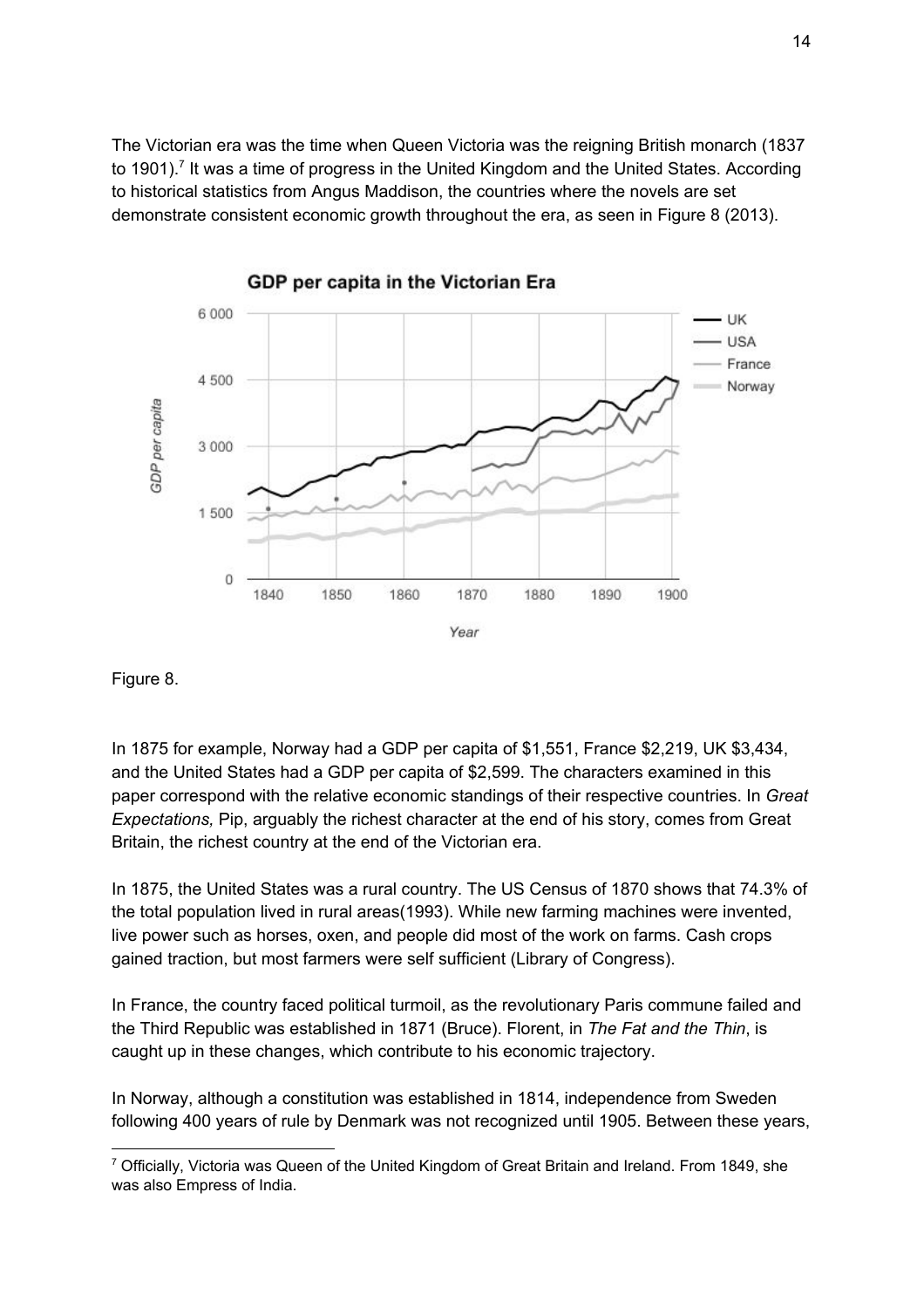The Victorian era was the time when Queen Victoria was the reigning British monarch (1837 to 1901).[7] It was a time of progress in the United Kingdom and the United States. According to historical statistics from Angus Maddison, the countries where the novels are set demonstrate consistent economic growth throughout the era, as seen in Figure 8 (2013).

Figure 8.

In 1875 for example, Norway had a GDP per capita of $1,551, France $2,219, UK $3,434, and the United States had a GDP per capita of $2,599. The characters examined in this paper correspond with the relative economic standings of their respective countries. In *Great Expectations,* Pip, arguably the richest character at the end of his story, comes from Great Britain, the richest country at the end of the Victorian era.

In 1875, the United States was a rural country. The US Census of 1870 shows that 74.3% of the total population lived in rural areas(1993). While new farming machines were invented, live power such as horses, oxen, and people did most of the work on farms. Cash crops gained traction, but most farmers were self sufficient (Library of Congress).

In France, the country faced political turmoil, as the revolutionary Paris commune failed and the Third Republic was established in 1871 (Bruce). Florent, in *The Fat and the Thin*, is caught up in these changes, which contribute to his economic trajectory.

In Norway, although a constitution was established in 1814, independence from Sweden following 400 years of rule by Denmark was not recognized until 1905. Between these years,

[7] Officially, Victoria was Queen of the United Kingdom of Great Britain and Ireland. From 1849, she was also Empress of India.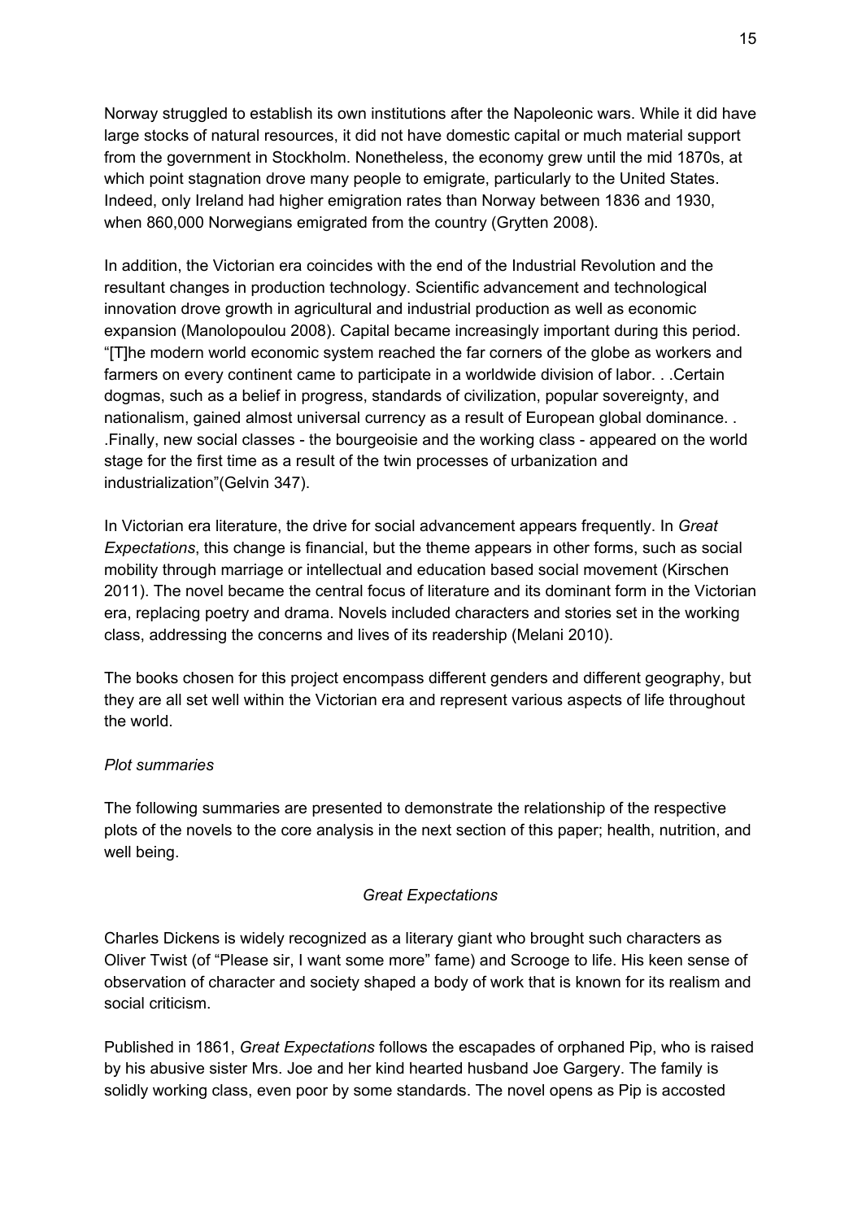Norway struggled to establish its own institutions after the Napoleonic wars. While it did have large stocks of natural resources, it did not have domestic capital or much material support from the government in Stockholm. Nonetheless, the economy grew until the mid 1870s, at which point stagnation drove many people to emigrate, particularly to the United States. Indeed, only Ireland had higher emigration rates than Norway between 1836 and 1930, when 860,000 Norwegians emigrated from the country (Grytten 2008).

In addition, the Victorian era coincides with the end of the Industrial Revolution and the resultant changes in production technology. Scientific advancement and technological innovation drove growth in agricultural and industrial production as well as economic expansion (Manolopoulou 2008). Capital became increasingly important during this period. "[T]he modern world economic system reached the far corners of the globe as workers and farmers on every continent came to participate in a worldwide division of labor. . .Certain dogmas, such as a belief in progress, standards of civilization, popular sovereignty, and nationalism, gained almost universal currency as a result of European global dominance. . .Finally, new social classes - the bourgeoisie and the working class - appeared on the world stage for the first time as a result of the twin processes of urbanization and industrialization"(Gelvin 347).

In Victorian era literature, the drive for social advancement appears frequently. In *Great Expectations*, this change is financial, but the theme appears in other forms, such as social mobility through marriage or intellectual and education based social movement (Kirschen 2011). The novel became the central focus of literature and its dominant form in the Victorian era, replacing poetry and drama. Novels included characters and stories set in the working class, addressing the concerns and lives of its readership (Melani 2010).

The books chosen for this project encompass different genders and different geography, but they are all set well within the Victorian era and represent various aspects of life throughout the world.

*Plot summaries*

The following summaries are presented to demonstrate the relationship of the respective plots of the novels to the core analysis in the next section of this paper; health, nutrition, and well being.

*Great Expectations*

Charles Dickens is widely recognized as a literary giant who brought such characters as Oliver Twist (of "Please sir, I want some more" fame) and Scrooge to life. His keen sense of observation of character and society shaped a body of work that is known for its realism and social criticism.

Published in 1861, *Great Expectations* follows the escapades of orphaned Pip, who is raised by his abusive sister Mrs. Joe and her kind hearted husband Joe Gargery. The family is solidly working class, even poor by some standards. The novel opens as Pip is accosted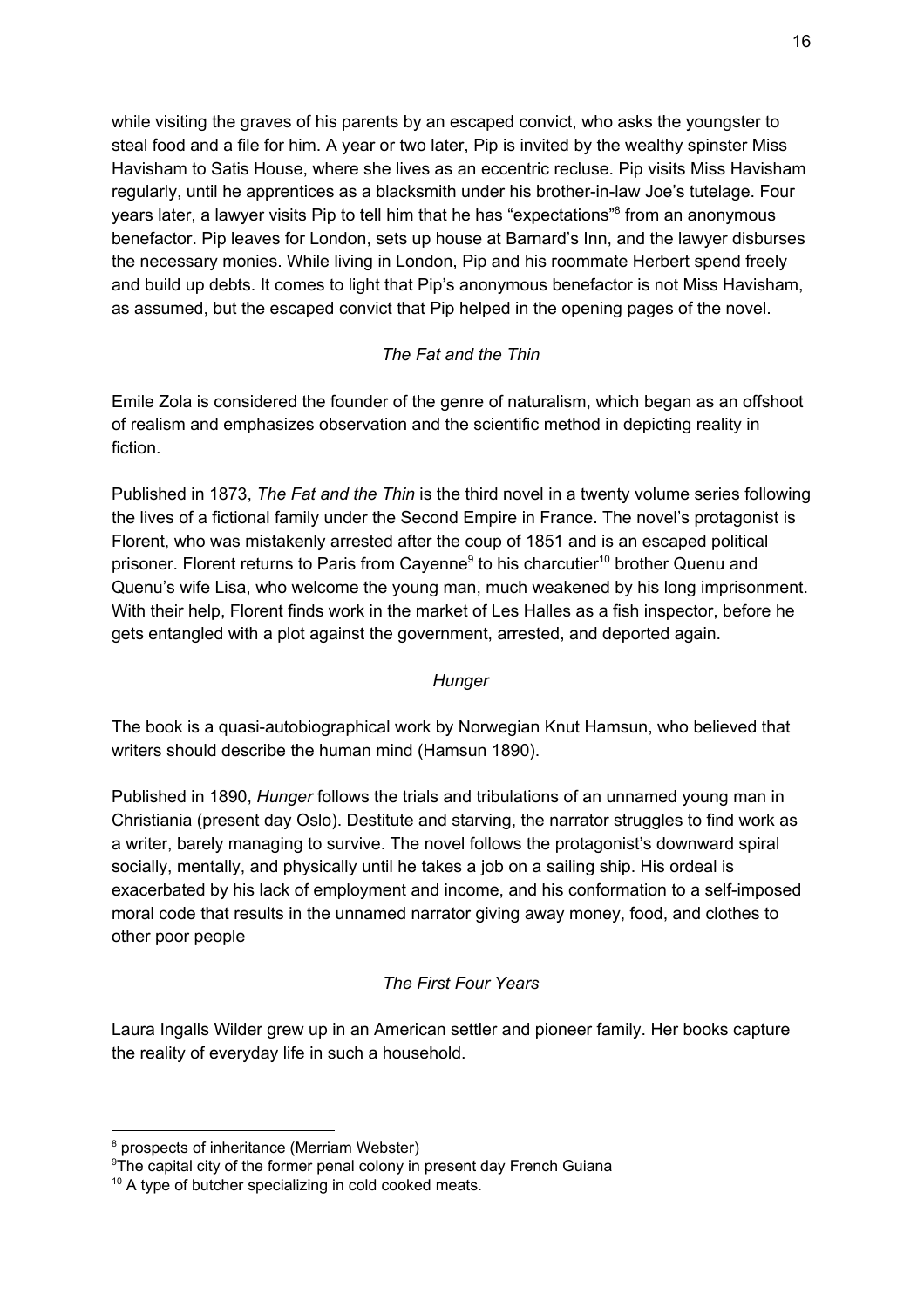while visiting the graves of his parents by an escaped convict, who asks the youngster to steal food and a file for him. A year or two later, Pip is invited by the wealthy spinster Miss Havisham to Satis House, where she lives as an eccentric recluse. Pip visits Miss Havisham regularly, until he apprentices as a blacksmith under his brother-in-law Joe's tutelage. Four years later, a lawyer visits Pip to tell him that he has "expectations"[8] from an anonymous benefactor. Pip leaves for London, sets up house at Barnard's Inn, and the lawyer disburses the necessary monies. While living in London, Pip and his roommate Herbert spend freely and build up debts. It comes to light that Pip's anonymous benefactor is not Miss Havisham, as assumed, but the escaped convict that Pip helped in the opening pages of the novel.

*The Fat and the Thin*

Emile Zola is considered the founder of the genre of naturalism, which began as an offshoot of realism and emphasizes observation and the scientific method in depicting reality in fiction.

Published in 1873, *The Fat and the Thin* is the third novel in a twenty volume series following the lives of a fictional family under the Second Empire in France. The novel's protagonist is Florent, who was mistakenly arrested after the coup of 1851 and is an escaped political prisoner. Florent returns to Paris from Cayenne[9] to his charcutier[10] brother Quenu and Quenu's wife Lisa, who welcome the young man, much weakened by his long imprisonment. With their help, Florent finds work in the market of Les Halles as a fish inspector, before he gets entangled with a plot against the government, arrested, and deported again.

*Hunger*

The book is a quasi-autobiographical work by Norwegian Knut Hamsun, who believed that writers should describe the human mind (Hamsun 1890).

Published in 1890, *Hunger* follows the trials and tribulations of an unnamed young man in Christiania (present day Oslo). Destitute and starving, the narrator struggles to find work as a writer, barely managing to survive. The novel follows the protagonist's downward spiral socially, mentally, and physically until he takes a job on a sailing ship. His ordeal is exacerbated by his lack of employment and income, and his conformation to a self-imposed moral code that results in the unnamed narrator giving away money, food, and clothes to other poor people

*The First Four Years*

Laura Ingalls Wilder grew up in an American settler and pioneer family. Her books capture the reality of everyday life in such a household.

---

[8] prospects of inheritance (Merriam Webster)

[9] The capital city of the former penal colony in present day French Guiana

[10] A type of butcher specializing in cold cooked meats.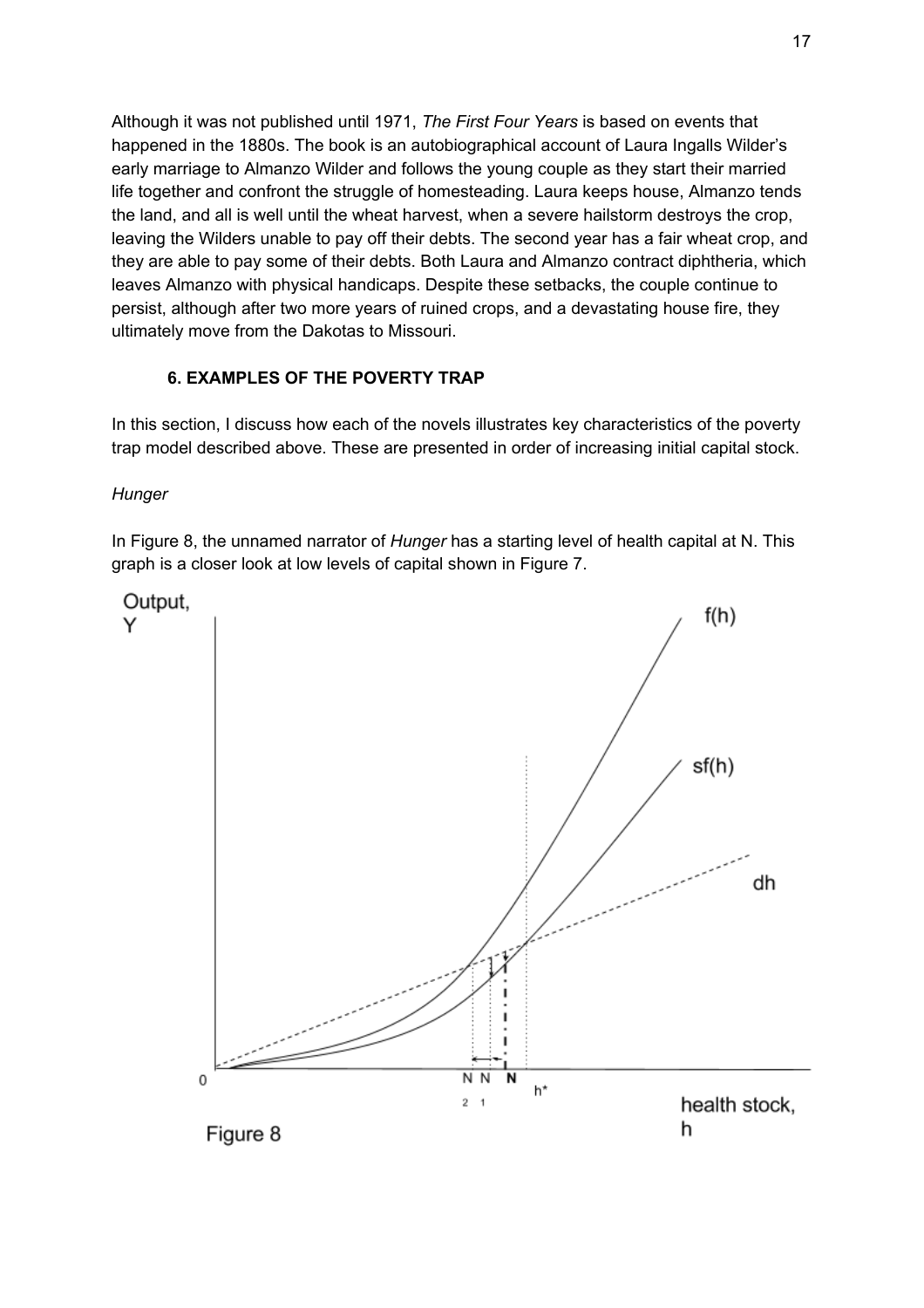Although it was not published until 1971, *The First Four Years* is based on events that happened in the 1880s. The book is an autobiographical account of Laura Ingalls Wilder's early marriage to Almanzo Wilder and follows the young couple as they start their married life together and confront the struggle of homesteading. Laura keeps house, Almanzo tends the land, and all is well until the wheat harvest, when a severe hailstorm destroys the crop, leaving the Wilders unable to pay off their debts. The second year has a fair wheat crop, and they are able to pay some of their debts. Both Laura and Almanzo contract diphtheria, which leaves Almanzo with physical handicaps. Despite these setbacks, the couple continue to persist, although after two more years of ruined crops, and a devastating house fire, they ultimately move from the Dakotas to Missouri.

## 6. EXAMPLES OF THE POVERTY TRAP

In this section, I discuss how each of the novels illustrates key characteristics of the poverty trap model described above. These are presented in order of increasing initial capital stock.

### *Hunger*

In Figure 8, the unnamed narrator of *Hunger* has a starting level of health capital at N. This graph is a closer look at low levels of capital shown in Figure 7.

Figure 8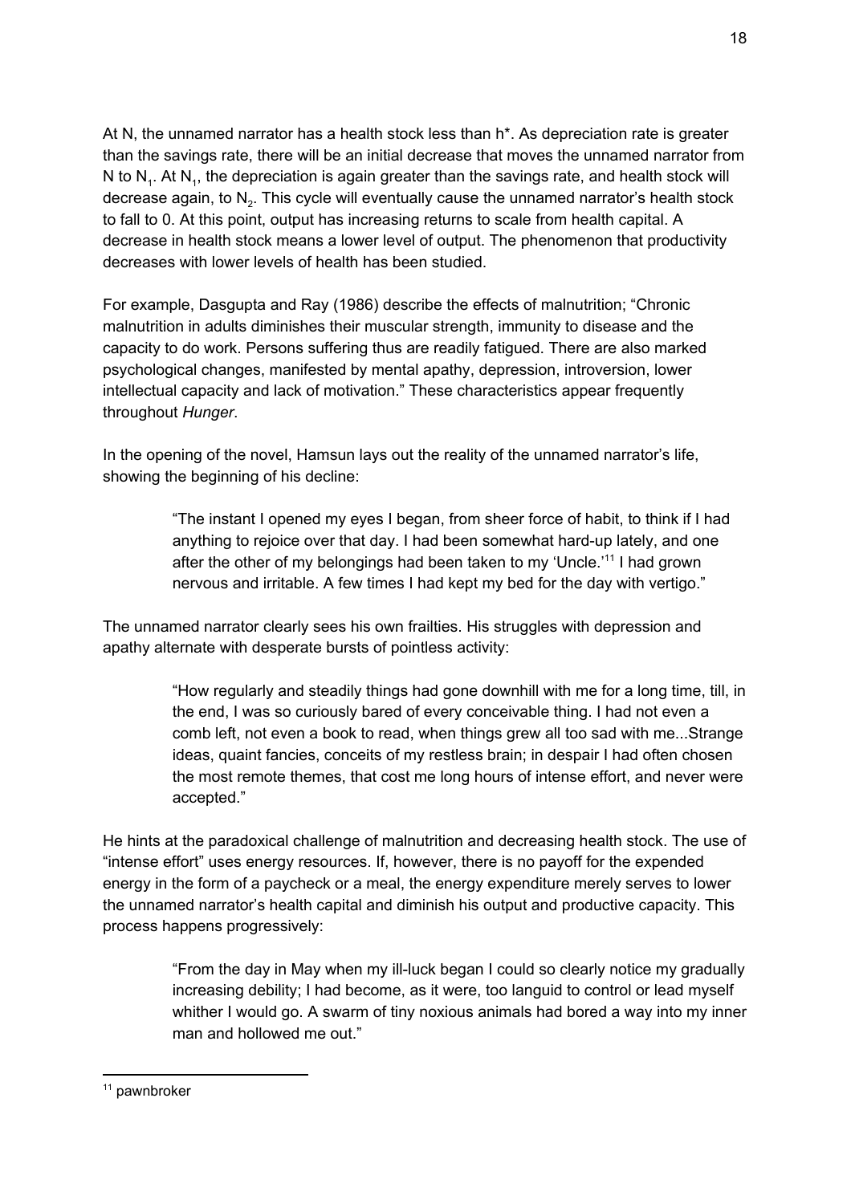At N, the unnamed narrator has a health stock less than h*. As depreciation rate is greater than the savings rate, there will be an initial decrease that moves the unnamed narrator from N to $N_1$. At $N_1$, the depreciation is again greater than the savings rate, and health stock will decrease again, to $N_2$. This cycle will eventually cause the unnamed narrator's health stock to fall to 0. At this point, output has increasing returns to scale from health capital. A decrease in health stock means a lower level of output. The phenomenon that productivity decreases with lower levels of health has been studied.

For example, Dasgupta and Ray (1986) describe the effects of malnutrition; "Chronic malnutrition in adults diminishes their muscular strength, immunity to disease and the capacity to do work. Persons suffering thus are readily fatigued. There are also marked psychological changes, manifested by mental apathy, depression, introversion, lower intellectual capacity and lack of motivation." These characteristics appear frequently throughout *Hunger*.

In the opening of the novel, Hamsun lays out the reality of the unnamed narrator's life, showing the beginning of his decline:

> "The instant I opened my eyes I began, from sheer force of habit, to think if I had anything to rejoice over that day. I had been somewhat hard-up lately, and one after the other of my belongings had been taken to my 'Uncle.'[11] I had grown nervous and irritable. A few times I had kept my bed for the day with vertigo."

The unnamed narrator clearly sees his own frailties. His struggles with depression and apathy alternate with desperate bursts of pointless activity:

> "How regularly and steadily things had gone downhill with me for a long time, till, in the end, I was so curiously bared of every conceivable thing. I had not even a comb left, not even a book to read, when things grew all too sad with me...Strange ideas, quaint fancies, conceits of my restless brain; in despair I had often chosen the most remote themes, that cost me long hours of intense effort, and never were accepted."

He hints at the paradoxical challenge of malnutrition and decreasing health stock. The use of "intense effort" uses energy resources. If, however, there is no payoff for the expended energy in the form of a paycheck or a meal, the energy expenditure merely serves to lower the unnamed narrator's health capital and diminish his output and productive capacity. This process happens progressively:

> "From the day in May when my ill-luck began I could so clearly notice my gradually increasing debility; I had become, as it were, too languid to control or lead myself whither I would go. A swarm of tiny noxious animals had bored a way into my inner man and hollowed me out."

[11] pawnbroker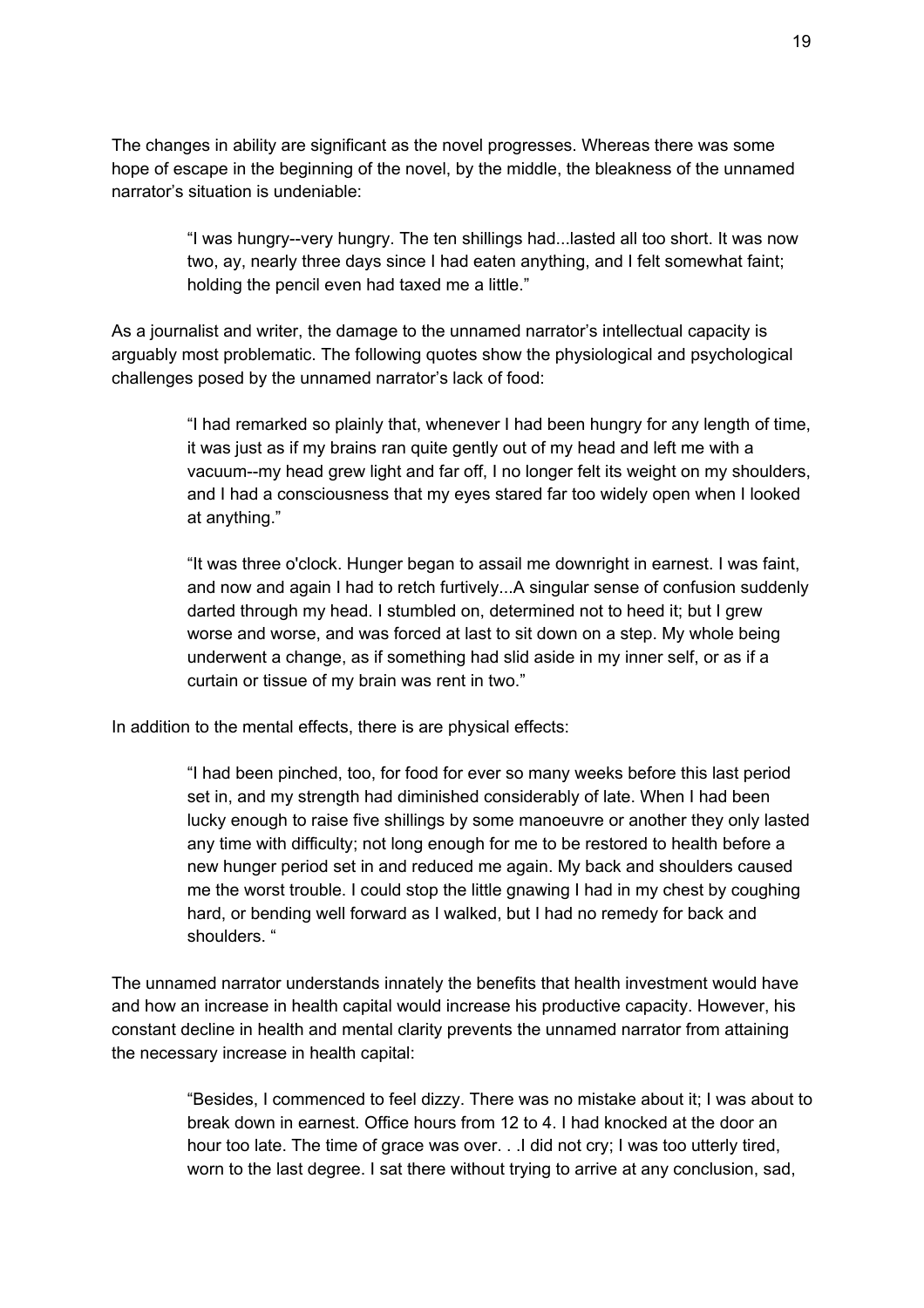The changes in ability are significant as the novel progresses. Whereas there was some hope of escape in the beginning of the novel, by the middle, the bleakness of the unnamed narrator's situation is undeniable:

> "I was hungry--very hungry. The ten shillings had...lasted all too short. It was now two, ay, nearly three days since I had eaten anything, and I felt somewhat faint; holding the pencil even had taxed me a little."

As a journalist and writer, the damage to the unnamed narrator's intellectual capacity is arguably most problematic. The following quotes show the physiological and psychological challenges posed by the unnamed narrator's lack of food:

> "I had remarked so plainly that, whenever I had been hungry for any length of time, it was just as if my brains ran quite gently out of my head and left me with a vacuum--my head grew light and far off, I no longer felt its weight on my shoulders, and I had a consciousness that my eyes stared far too widely open when I looked at anything."

> "It was three o'clock. Hunger began to assail me downright in earnest. I was faint, and now and again I had to retch furtively...A singular sense of confusion suddenly darted through my head. I stumbled on, determined not to heed it; but I grew worse and worse, and was forced at last to sit down on a step. My whole being underwent a change, as if something had slid aside in my inner self, or as if a curtain or tissue of my brain was rent in two."

In addition to the mental effects, there is are physical effects:

> "I had been pinched, too, for food for ever so many weeks before this last period set in, and my strength had diminished considerably of late. When I had been lucky enough to raise five shillings by some manoeuvre or another they only lasted any time with difficulty; not long enough for me to be restored to health before a new hunger period set in and reduced me again. My back and shoulders caused me the worst trouble. I could stop the little gnawing I had in my chest by coughing hard, or bending well forward as I walked, but I had no remedy for back and shoulders. "

The unnamed narrator understands innately the benefits that health investment would have and how an increase in health capital would increase his productive capacity. However, his constant decline in health and mental clarity prevents the unnamed narrator from attaining the necessary increase in health capital:

> "Besides, I commenced to feel dizzy. There was no mistake about it; I was about to break down in earnest. Office hours from 12 to 4. I had knocked at the door an hour too late. The time of grace was over. . .I did not cry; I was too utterly tired, worn to the last degree. I sat there without trying to arrive at any conclusion, sad,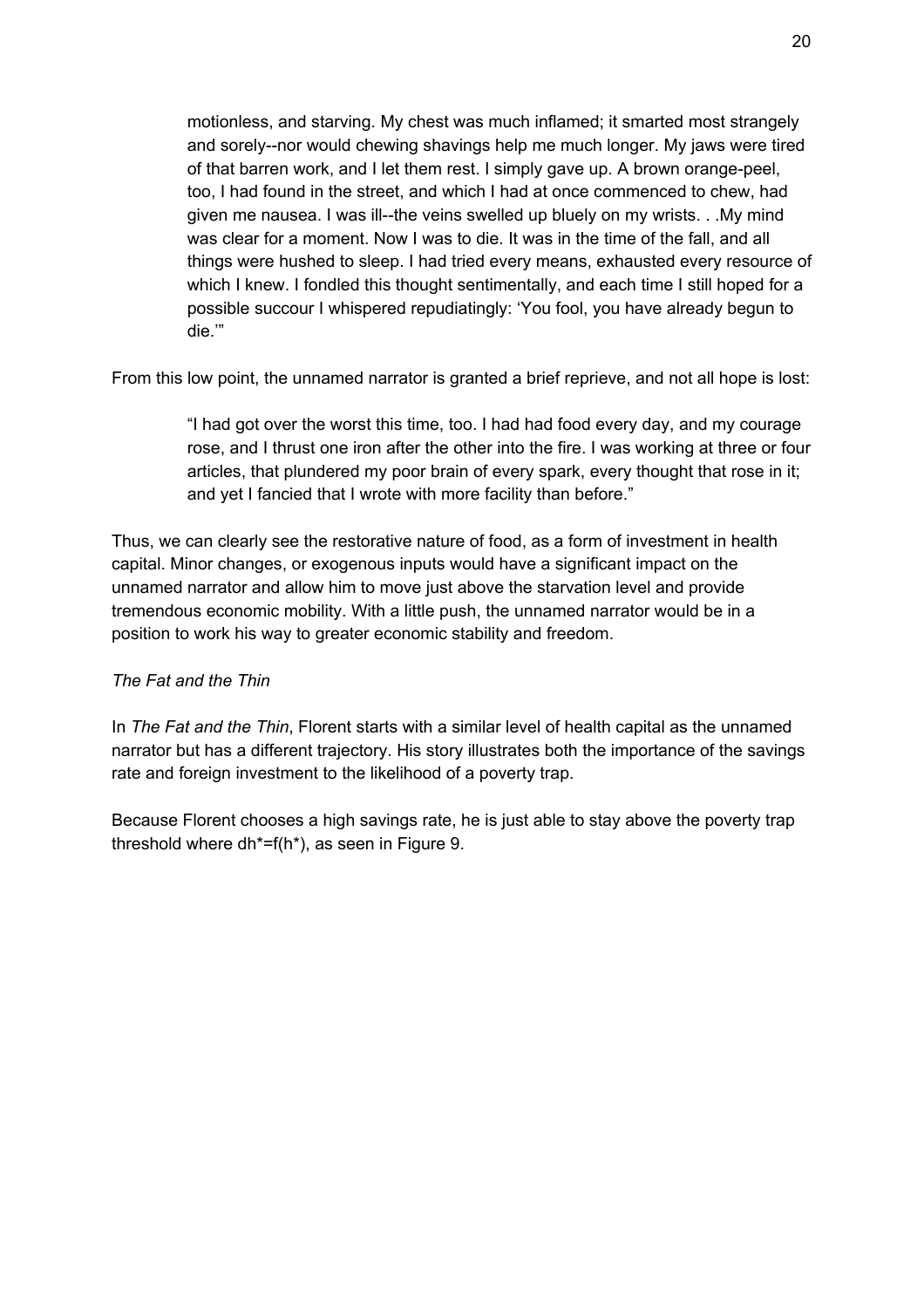> motionless, and starving. My chest was much inflamed; it smarted most strangely and sorely--nor would chewing shavings help me much longer. My jaws were tired of that barren work, and I let them rest. I simply gave up. A brown orange-peel, too, I had found in the street, and which I had at once commenced to chew, had given me nausea. I was ill--the veins swelled up bluely on my wrists. . .My mind was clear for a moment. Now I was to die. It was in the time of the fall, and all things were hushed to sleep. I had tried every means, exhausted every resource of which I knew. I fondled this thought sentimentally, and each time I still hoped for a possible succour I whispered repudiatingly: 'You fool, you have already begun to die.'"

From this low point, the unnamed narrator is granted a brief reprieve, and not all hope is lost:

> "I had got over the worst this time, too. I had had food every day, and my courage rose, and I thrust one iron after the other into the fire. I was working at three or four articles, that plundered my poor brain of every spark, every thought that rose in it; and yet I fancied that I wrote with more facility than before."

Thus, we can clearly see the restorative nature of food, as a form of investment in health capital. Minor changes, or exogenous inputs would have a significant impact on the unnamed narrator and allow him to move just above the starvation level and provide tremendous economic mobility. With a little push, the unnamed narrator would be in a position to work his way to greater economic stability and freedom.

*The Fat and the Thin*

In *The Fat and the Thin*, Florent starts with a similar level of health capital as the unnamed narrator but has a different trajectory. His story illustrates both the importance of the savings rate and foreign investment to the likelihood of a poverty trap.

Because Florent chooses a high savings rate, he is just able to stay above the poverty trap threshold where $dh^*=f(h^*)$, as seen in Figure 9.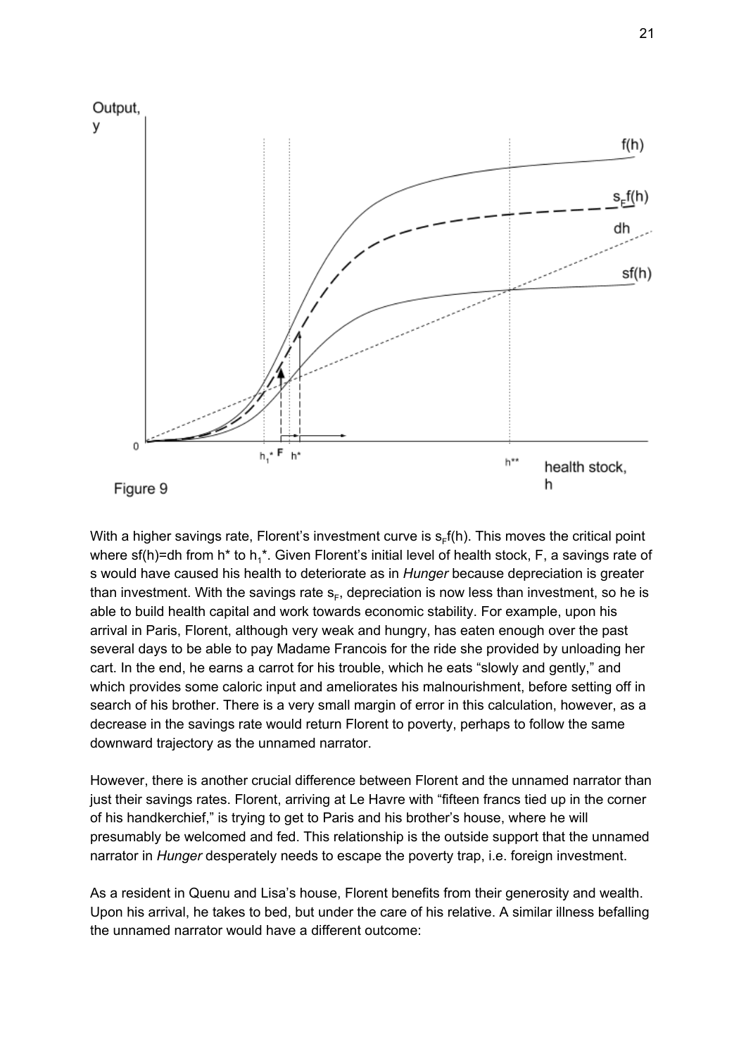Figure 9

With a higher savings rate, Florent's investment curve is $s_F f(h)$. This moves the critical point where $sf(h)=dh$ from $h^*$ to $h_1^*$. Given Florent's initial level of health stock, F, a savings rate of s would have caused his health to deteriorate as in *Hunger* because depreciation is greater than investment. With the savings rate $s_F$, depreciation is now less than investment, so he is able to build health capital and work towards economic stability. For example, upon his arrival in Paris, Florent, although very weak and hungry, has eaten enough over the past several days to be able to pay Madame Francois for the ride she provided by unloading her cart. In the end, he earns a carrot for his trouble, which he eats "slowly and gently," and which provides some caloric input and ameliorates his malnourishment, before setting off in search of his brother. There is a very small margin of error in this calculation, however, as a decrease in the savings rate would return Florent to poverty, perhaps to follow the same downward trajectory as the unnamed narrator.

However, there is another crucial difference between Florent and the unnamed narrator than just their savings rates. Florent, arriving at Le Havre with "fifteen francs tied up in the corner of his handkerchief," is trying to get to Paris and his brother's house, where he will presumably be welcomed and fed. This relationship is the outside support that the unnamed narrator in *Hunger* desperately needs to escape the poverty trap, i.e. foreign investment.

As a resident in Quenu and Lisa's house, Florent benefits from their generosity and wealth. Upon his arrival, he takes to bed, but under the care of his relative. A similar illness befalling the unnamed narrator would have a different outcome: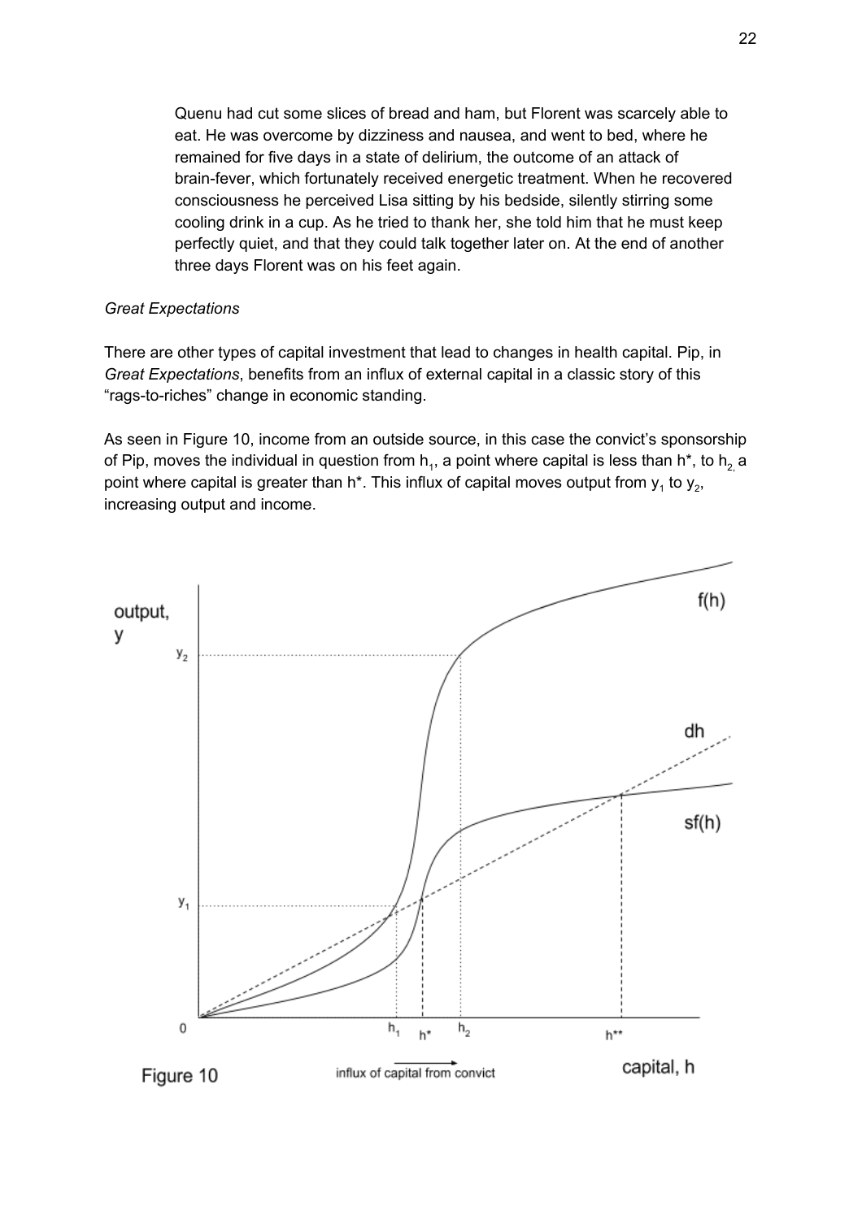Quenu had cut some slices of bread and ham, but Florent was scarcely able to eat. He was overcome by dizziness and nausea, and went to bed, where he remained for five days in a state of delirium, the outcome of an attack of brain-fever, which fortunately received energetic treatment. When he recovered consciousness he perceived Lisa sitting by his bedside, silently stirring some cooling drink in a cup. As he tried to thank her, she told him that he must keep perfectly quiet, and that they could talk together later on. At the end of another three days Florent was on his feet again.

*Great Expectations*

There are other types of capital investment that lead to changes in health capital. Pip, in *Great Expectations*, benefits from an influx of external capital in a classic story of this "rags-to-riches" change in economic standing.

As seen in Figure 10, income from an outside source, in this case the convict's sponsorship of Pip, moves the individual in question from $h_1$, a point where capital is less than $h^*$, to $h_2$, a point where capital is greater than $h^*$. This influx of capital moves output from $y_1$ to $y_2$, increasing output and income.

Figure 10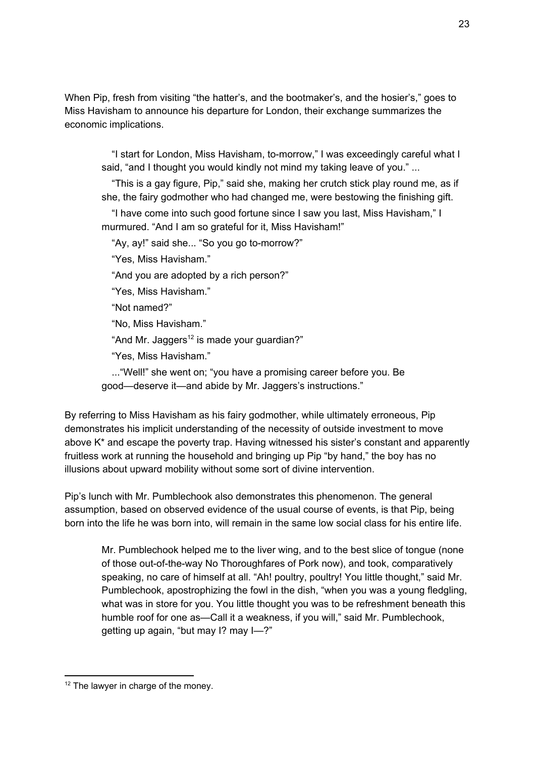When Pip, fresh from visiting “the hatter’s, and the bootmaker’s, and the hosier’s,” goes to Miss Havisham to announce his departure for London, their exchange summarizes the economic implications.

> “I start for London, Miss Havisham, to-morrow,” I was exceedingly careful what I said, “and I thought you would kindly not mind my taking leave of you.” ...
>
> “This is a gay figure, Pip,” said she, making her crutch stick play round me, as if she, the fairy godmother who had changed me, were bestowing the finishing gift.
>
> “I have come into such good fortune since I saw you last, Miss Havisham,” I murmured. “And I am so grateful for it, Miss Havisham!”
>
> “Ay, ay!” said she... “So you go to-morrow?”
>
> “Yes, Miss Havisham.”
>
> “And you are adopted by a rich person?”
>
> “Yes, Miss Havisham.”
>
> “Not named?”
>
> “No, Miss Havisham.”
>
> “And Mr. Jaggers[12] is made your guardian?”
>
> “Yes, Miss Havisham.”
>
> ...“Well!” she went on; “you have a promising career before you. Be good—deserve it—and abide by Mr. Jaggers’s instructions.”

By referring to Miss Havisham as his fairy godmother, while ultimately erroneous, Pip demonstrates his implicit understanding of the necessity of outside investment to move above K* and escape the poverty trap. Having witnessed his sister’s constant and apparently fruitless work at running the household and bringing up Pip “by hand,” the boy has no illusions about upward mobility without some sort of divine intervention.

Pip’s lunch with Mr. Pumblechook also demonstrates this phenomenon. The general assumption, based on observed evidence of the usual course of events, is that Pip, being born into the life he was born into, will remain in the same low social class for his entire life.

> Mr. Pumblechook helped me to the liver wing, and to the best slice of tongue (none of those out-of-the-way No Thoroughfares of Pork now), and took, comparatively speaking, no care of himself at all. “Ah! poultry, poultry! You little thought,” said Mr. Pumblechook, apostrophizing the fowl in the dish, “when you was a young fledgling, what was in store for you. You little thought you was to be refreshment beneath this humble roof for one as—Call it a weakness, if you will,” said Mr. Pumblechook, getting up again, “but may I? may I—?”

[12] The lawyer in charge of the money.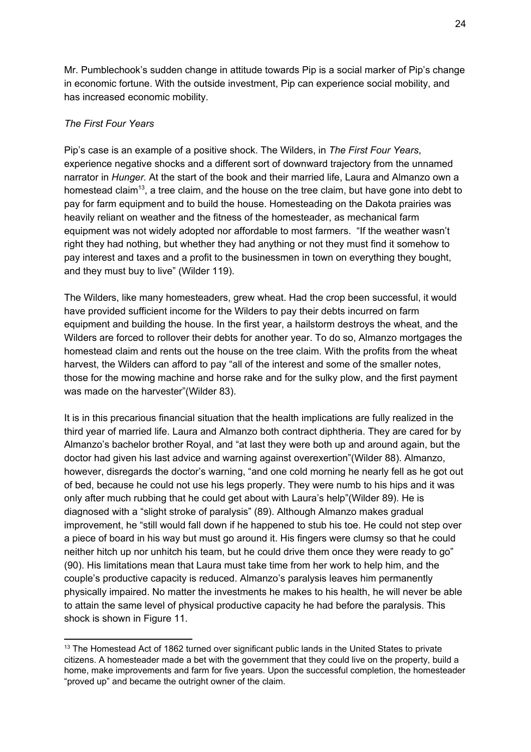Mr. Pumblechook's sudden change in attitude towards Pip is a social marker of Pip's change in economic fortune. With the outside investment, Pip can experience social mobility, and has increased economic mobility.

*The First Four Years*

Pip's case is an example of a positive shock. The Wilders, in *The First Four Years*, experience negative shocks and a different sort of downward trajectory from the unnamed narrator in *Hunger.* At the start of the book and their married life, Laura and Almanzo own a homestead claim[13], a tree claim, and the house on the tree claim, but have gone into debt to pay for farm equipment and to build the house. Homesteading on the Dakota prairies was heavily reliant on weather and the fitness of the homesteader, as mechanical farm equipment was not widely adopted nor affordable to most farmers. "If the weather wasn't right they had nothing, but whether they had anything or not they must find it somehow to pay interest and taxes and a profit to the businessmen in town on everything they bought, and they must buy to live" (Wilder 119).

The Wilders, like many homesteaders, grew wheat. Had the crop been successful, it would have provided sufficient income for the Wilders to pay their debts incurred on farm equipment and building the house. In the first year, a hailstorm destroys the wheat, and the Wilders are forced to rollover their debts for another year. To do so, Almanzo mortgages the homestead claim and rents out the house on the tree claim. With the profits from the wheat harvest, the Wilders can afford to pay "all of the interest and some of the smaller notes, those for the mowing machine and horse rake and for the sulky plow, and the first payment was made on the harvester"(Wilder 83).

It is in this precarious financial situation that the health implications are fully realized in the third year of married life. Laura and Almanzo both contract diphtheria. They are cared for by Almanzo's bachelor brother Royal, and "at last they were both up and around again, but the doctor had given his last advice and warning against overexertion"(Wilder 88). Almanzo, however, disregards the doctor's warning, "and one cold morning he nearly fell as he got out of bed, because he could not use his legs properly. They were numb to his hips and it was only after much rubbing that he could get about with Laura's help"(Wilder 89). He is diagnosed with a "slight stroke of paralysis" (89). Although Almanzo makes gradual improvement, he "still would fall down if he happened to stub his toe. He could not step over a piece of board in his way but must go around it. His fingers were clumsy so that he could neither hitch up nor unhitch his team, but he could drive them once they were ready to go" (90). His limitations mean that Laura must take time from her work to help him, and the couple's productive capacity is reduced. Almanzo's paralysis leaves him permanently physically impaired. No matter the investments he makes to his health, he will never be able to attain the same level of physical productive capacity he had before the paralysis. This shock is shown in Figure 11.

[13] The Homestead Act of 1862 turned over significant public lands in the United States to private citizens. A homesteader made a bet with the government that they could live on the property, build a home, make improvements and farm for five years. Upon the successful completion, the homesteader "proved up" and became the outright owner of the claim.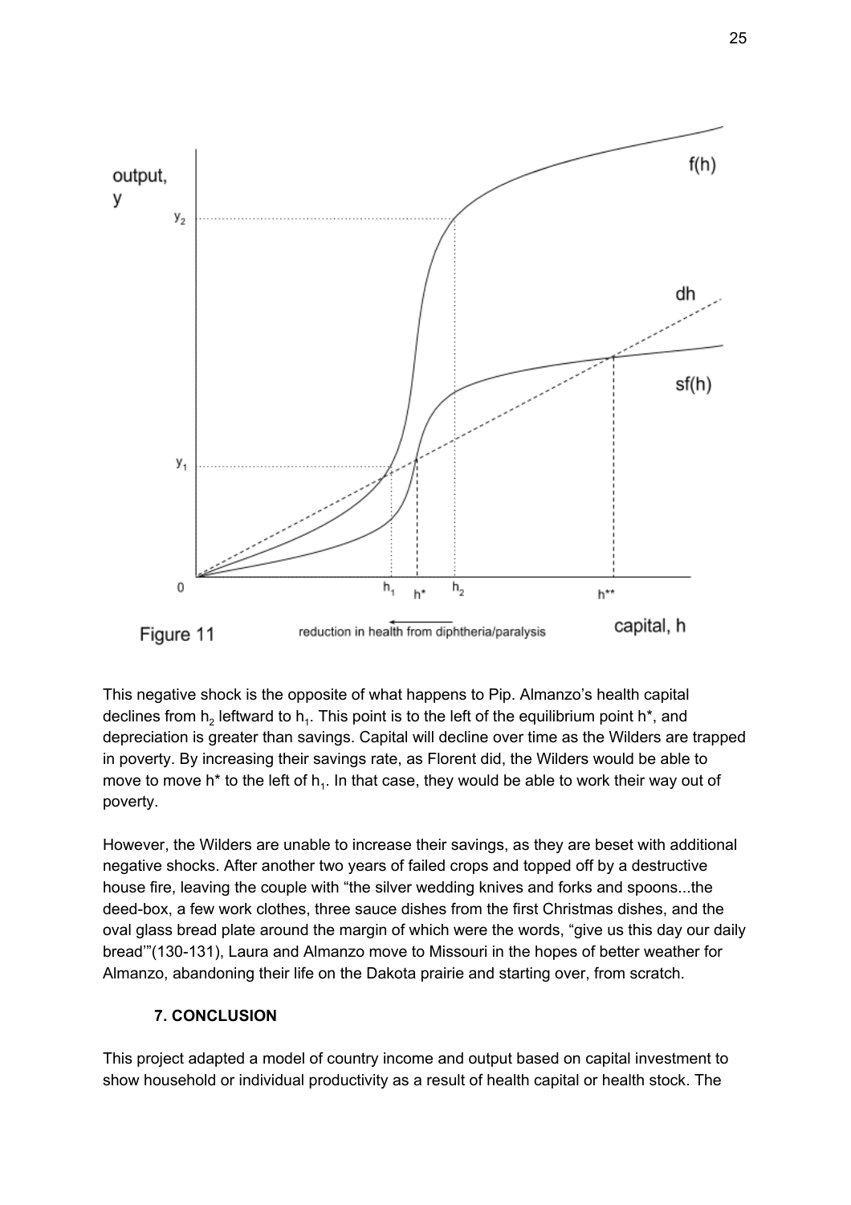Figure 11

This negative shock is the opposite of what happens to Pip. Almanzo's health capital declines from $h_2$ leftward to $h_1$. This point is to the left of the equilibrium point $h^*$, and depreciation is greater than savings. Capital will decline over time as the Wilders are trapped in poverty. By increasing their savings rate, as Florent did, the Wilders would be able to move to move $h^*$ to the left of $h_1$. In that case, they would be able to work their way out of poverty.

However, the Wilders are unable to increase their savings, as they are beset with additional negative shocks. After another two years of failed crops and topped off by a destructive house fire, leaving the couple with "the silver wedding knives and forks and spoons...the deed-box, a few work clothes, three sauce dishes from the first Christmas dishes, and the oval glass bread plate around the margin of which were the words, "give us this day our daily bread'"(130-131), Laura and Almanzo move to Missouri in the hopes of better weather for Almanzo, abandoning their life on the Dakota prairie and starting over, from scratch.

### 7. CONCLUSION

This project adapted a model of country income and output based on capital investment to show household or individual productivity as a result of health capital or health stock. The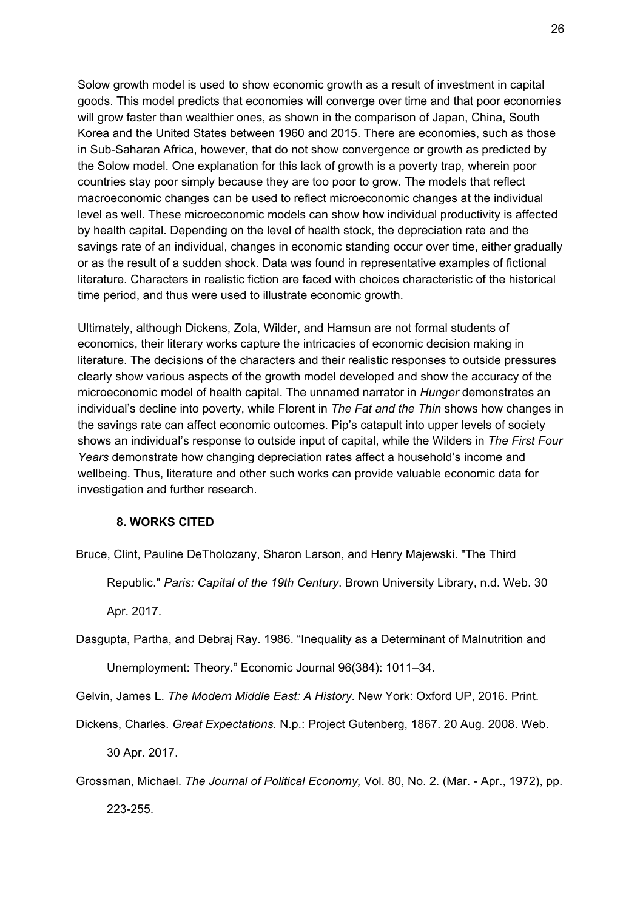Solow growth model is used to show economic growth as a result of investment in capital goods. This model predicts that economies will converge over time and that poor economies will grow faster than wealthier ones, as shown in the comparison of Japan, China, South Korea and the United States between 1960 and 2015. There are economies, such as those in Sub-Saharan Africa, however, that do not show convergence or growth as predicted by the Solow model. One explanation for this lack of growth is a poverty trap, wherein poor countries stay poor simply because they are too poor to grow. The models that reflect macroeconomic changes can be used to reflect microeconomic changes at the individual level as well. These microeconomic models can show how individual productivity is affected by health capital. Depending on the level of health stock, the depreciation rate and the savings rate of an individual, changes in economic standing occur over time, either gradually or as the result of a sudden shock. Data was found in representative examples of fictional literature. Characters in realistic fiction are faced with choices characteristic of the historical time period, and thus were used to illustrate economic growth.

Ultimately, although Dickens, Zola, Wilder, and Hamsun are not formal students of economics, their literary works capture the intricacies of economic decision making in literature. The decisions of the characters and their realistic responses to outside pressures clearly show various aspects of the growth model developed and show the accuracy of the microeconomic model of health capital. The unnamed narrator in *Hunger* demonstrates an individual's decline into poverty, while Florent in *The Fat and the Thin* shows how changes in the savings rate can affect economic outcomes. Pip's catapult into upper levels of society shows an individual's response to outside input of capital, while the Wilders in *The First Four Years* demonstrate how changing depreciation rates affect a household's income and wellbeing. Thus, literature and other such works can provide valuable economic data for investigation and further research.

## 8. WORKS CITED

Bruce, Clint, Pauline DeTholozany, Sharon Larson, and Henry Majewski. "The Third Republic." *Paris: Capital of the 19th Century*. Brown University Library, n.d. Web. 30 Apr. 2017.

Dasgupta, Partha, and Debraj Ray. 1986. "Inequality as a Determinant of Malnutrition and Unemployment: Theory." Economic Journal 96(384): 1011–34.

Gelvin, James L. *The Modern Middle East: A History*. New York: Oxford UP, 2016. Print.

Dickens, Charles. *Great Expectations*. N.p.: Project Gutenberg, 1867. 20 Aug. 2008. Web. 30 Apr. 2017.

Grossman, Michael. *The Journal of Political Economy,* Vol. 80, No. 2. (Mar. - Apr., 1972), pp. 223-255.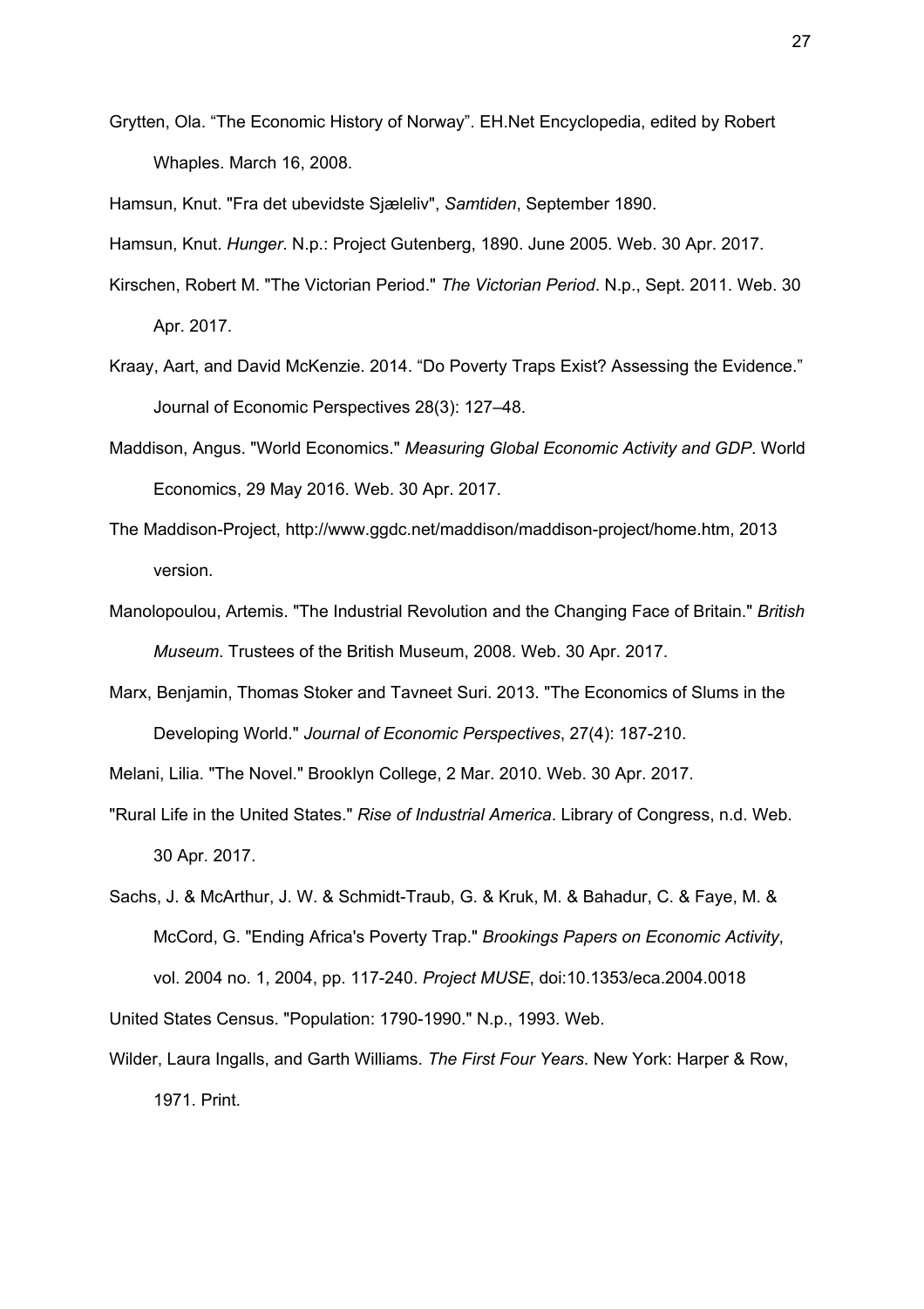Grytten, Ola. “The Economic History of Norway”. EH.Net Encyclopedia, edited by Robert Whaples. March 16, 2008.

Hamsun, Knut. "Fra det ubevidste Sjæleliv", *Samtiden*, September 1890.

Hamsun, Knut. *Hunger*. N.p.: Project Gutenberg, 1890. June 2005. Web. 30 Apr. 2017.

Kirschen, Robert M. "The Victorian Period." *The Victorian Period*. N.p., Sept. 2011. Web. 30 Apr. 2017.

Kraay, Aart, and David McKenzie. 2014. “Do Poverty Traps Exist? Assessing the Evidence.” Journal of Economic Perspectives 28(3): 127–48.

Maddison, Angus. "World Economics." *Measuring Global Economic Activity and GDP*. World Economics, 29 May 2016. Web. 30 Apr. 2017.

The Maddison-Project, http://www.ggdc.net/maddison/maddison-project/home.htm, 2013 version.

Manolopoulou, Artemis. "The Industrial Revolution and the Changing Face of Britain." *British Museum*. Trustees of the British Museum, 2008. Web. 30 Apr. 2017.

Marx, Benjamin, Thomas Stoker and Tavneet Suri. 2013. "The Economics of Slums in the Developing World." *Journal of Economic Perspectives*, 27(4): 187-210.

Melani, Lilia. "The Novel." Brooklyn College, 2 Mar. 2010. Web. 30 Apr. 2017.

"Rural Life in the United States." *Rise of Industrial America*. Library of Congress, n.d. Web. 30 Apr. 2017.

Sachs, J. & McArthur, J. W. & Schmidt-Traub, G. & Kruk, M. & Bahadur, C. & Faye, M. & McCord, G. "Ending Africa's Poverty Trap." *Brookings Papers on Economic Activity*, vol. 2004 no. 1, 2004, pp. 117-240. *Project MUSE*, doi:10.1353/eca.2004.0018

United States Census. "Population: 1790-1990." N.p., 1993. Web.

Wilder, Laura Ingalls, and Garth Williams. *The First Four Years*. New York: Harper & Row, 1971. Print.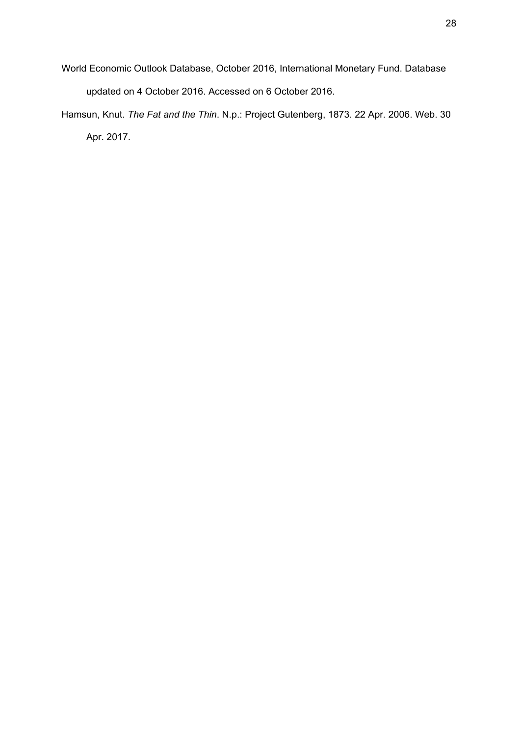World Economic Outlook Database, October 2016, International Monetary Fund. Database updated on 4 October 2016. Accessed on 6 October 2016.

Hamsun, Knut. *The Fat and the Thin*. N.p.: Project Gutenberg, 1873. 22 Apr. 2006. Web. 30 Apr. 2017.